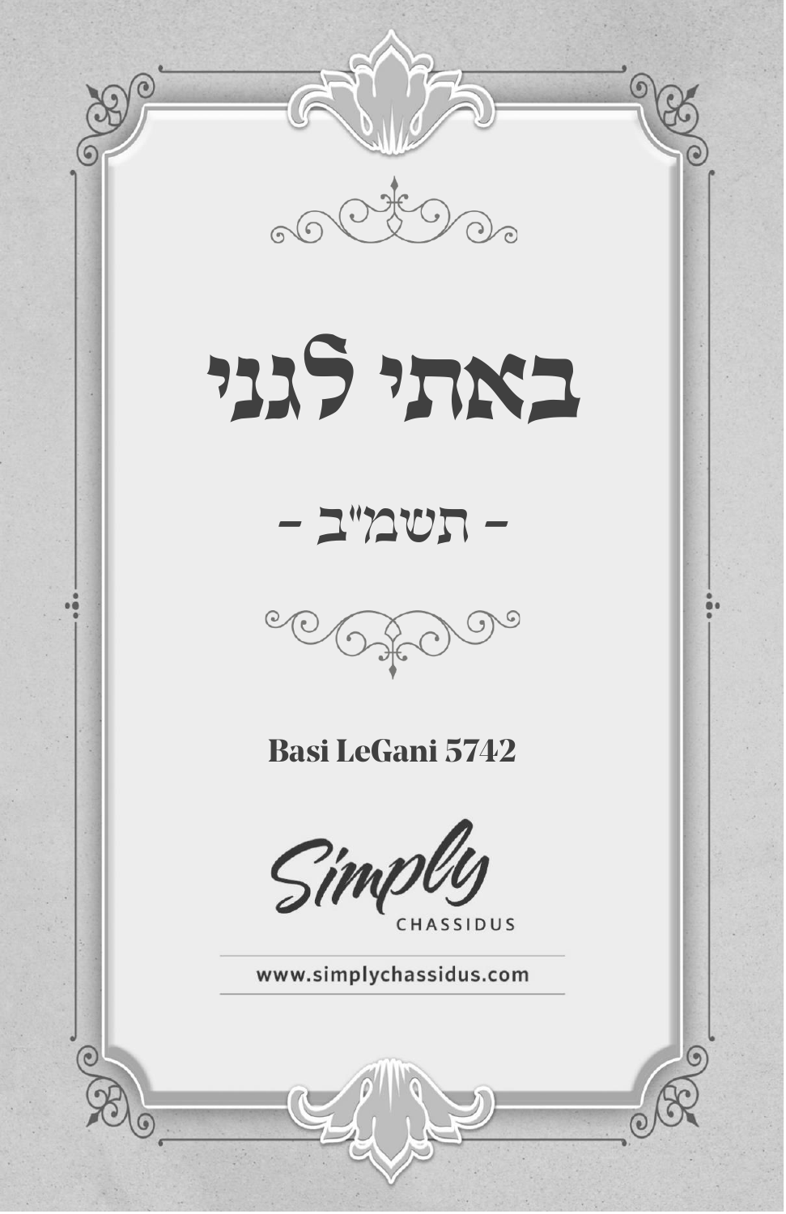# באתי לגני

## - תשמ"ב -

**Basi LeGani 5742**

Simply

CHASSIDUS

www.simplychassidus.com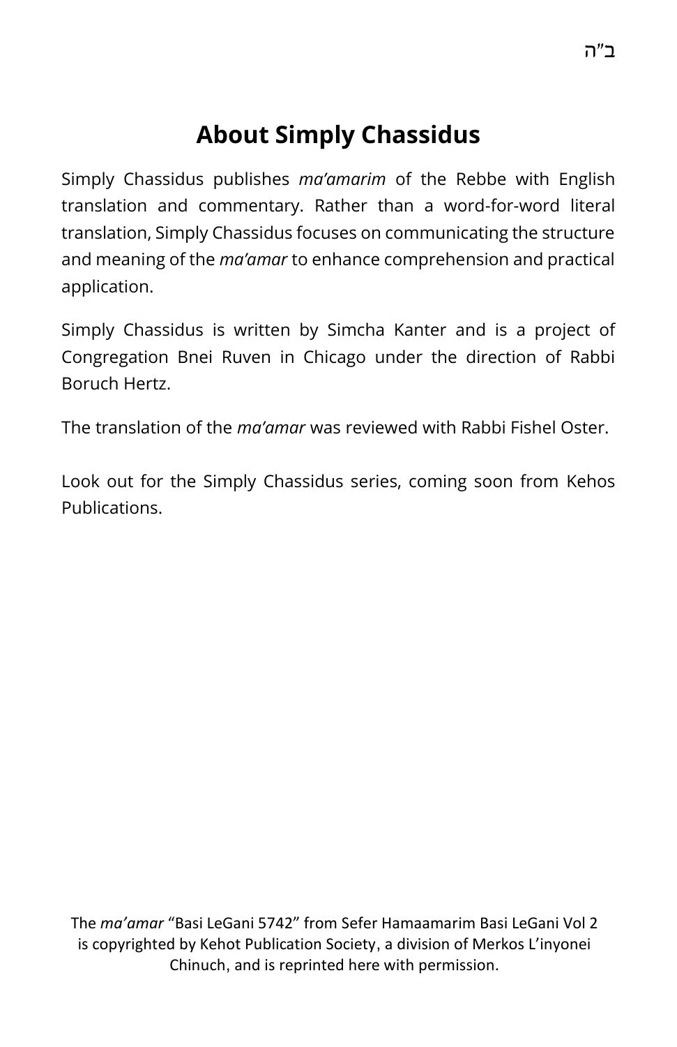ב"ה

# About Simply Chassidus

Simply Chassidus publishes *ma'amarim* of the Rebbe with English translation and commentary. Rather than a word-for-word literal translation, Simply Chassidus focuses on communicating the structure and meaning of the *ma'amar* to enhance comprehension and practical application.

Simply Chassidus is written by Simcha Kanter and is a project of Congregation Bnei Ruven in Chicago under the direction of Rabbi Boruch Hertz.

The translation of the *ma'amar* was reviewed with Rabbi Fishel Oster.

Look out for the Simply Chassidus series, coming soon from Kehos Publications.

The *ma'amar* "Basi LeGani 5742" from Sefer Hamaamarim Basi LeGani Vol 2 is copyrighted by Kehot Publication Society, a division of Merkos L'inyonei Chinuch, and is reprinted here with permission.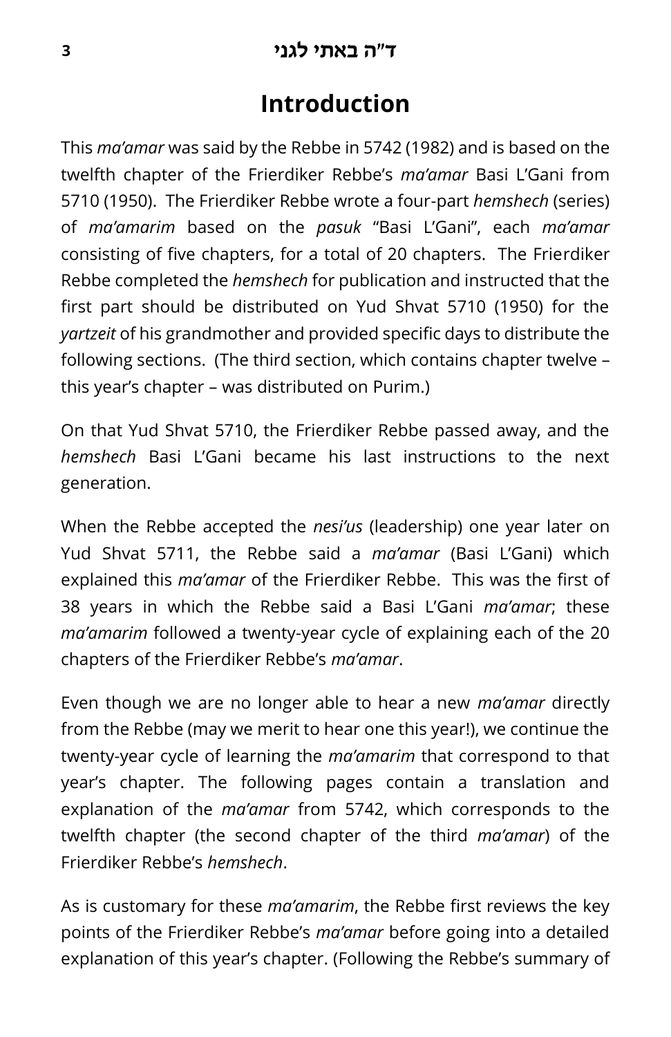# Introduction

This *ma'amar* was said by the Rebbe in 5742 (1982) and is based on the twelfth chapter of the Frierdiker Rebbe's *ma'amar* Basi L'Gani from 5710 (1950). The Frierdiker Rebbe wrote a four-part *hemshech* (series) of *ma'amarim* based on the *pasuk* "Basi L'Gani", each *ma'amar* consisting of five chapters, for a total of 20 chapters. The Frierdiker Rebbe completed the *hemshech* for publication and instructed that the first part should be distributed on Yud Shvat 5710 (1950) for the *yartzeit* of his grandmother and provided specific days to distribute the following sections. (The third section, which contains chapter twelve – this year's chapter – was distributed on Purim.)

On that Yud Shvat 5710, the Frierdiker Rebbe passed away, and the *hemshech* Basi L'Gani became his last instructions to the next generation.

When the Rebbe accepted the *nesi'us* (leadership) one year later on Yud Shvat 5711, the Rebbe said a *ma'amar* (Basi L'Gani) which explained this *ma'amar* of the Frierdiker Rebbe. This was the first of 38 years in which the Rebbe said a Basi L'Gani *ma'amar*; these *ma'amarim* followed a twenty-year cycle of explaining each of the 20 chapters of the Frierdiker Rebbe's *ma'amar*.

Even though we are no longer able to hear a new *ma'amar* directly from the Rebbe (may we merit to hear one this year!), we continue the twenty-year cycle of learning the *ma'amarim* that correspond to that year's chapter. The following pages contain a translation and explanation of the *ma'amar* from 5742, which corresponds to the twelfth chapter (the second chapter of the third *ma'amar*) of the Frierdiker Rebbe's *hemshech*.

As is customary for these *ma'amarim*, the Rebbe first reviews the key points of the Frierdiker Rebbe's *ma'amar* before going into a detailed explanation of this year's chapter. (Following the Rebbe's summary of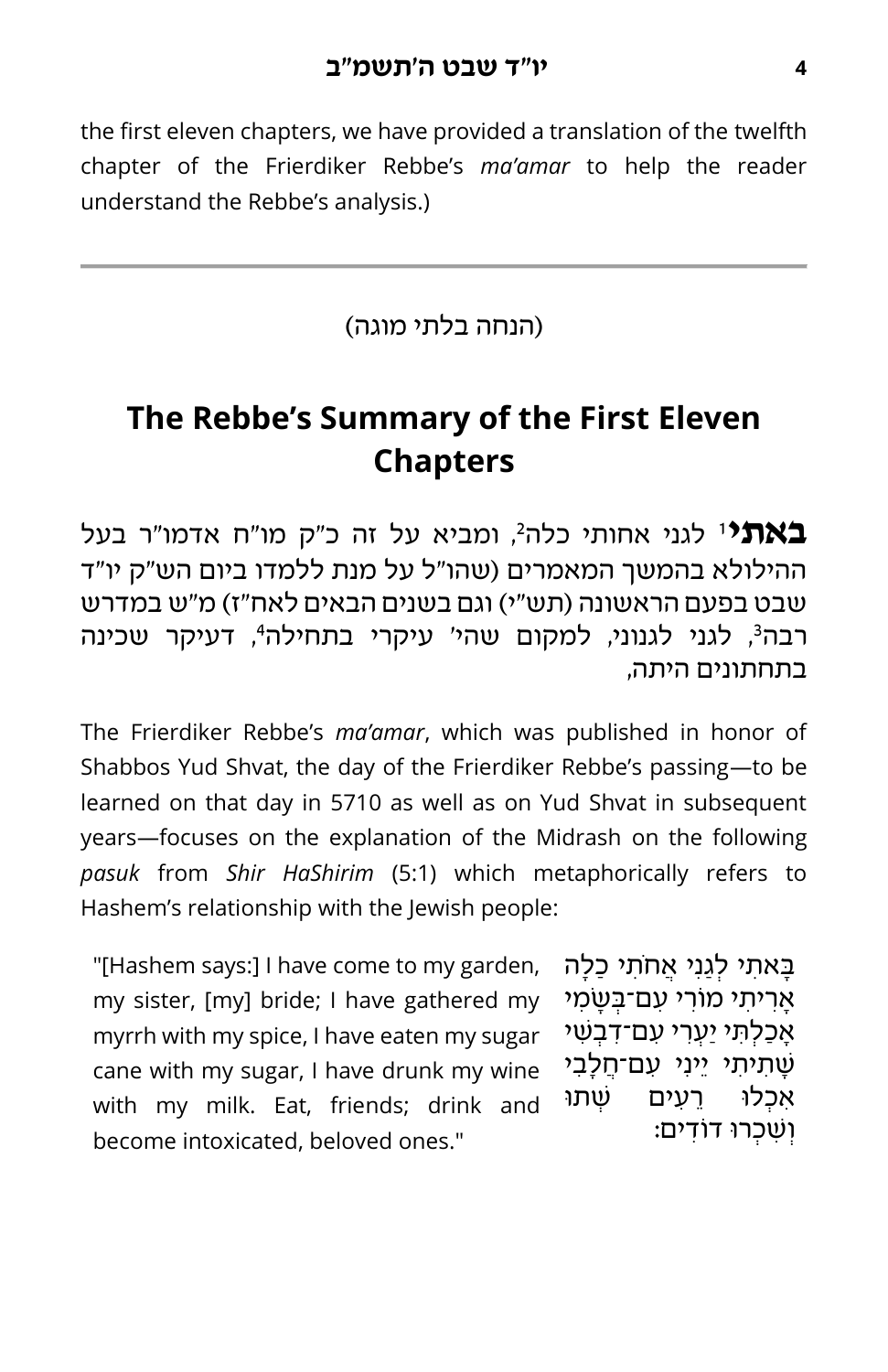the first eleven chapters, we have provided a translation of the twelfth chapter of the Frierdiker Rebbe's *ma'amar* to help the reader understand the Rebbe's analysis.)

---

(הנחה בלתי מוגה)

# The Rebbe's Summary of the First Eleven Chapters

**באתי**[1] לגני אחותי כלה[2], ומביא על זה כ"ק מו"ח אדמו"ר בעל ההילולא בהמשך המאמרים (שהו"ל על מנת ללמדו ביום הש"ק יו"ד שבט בפעם הראשונה (תש"י) וגם בשנים הבאים לאח"ז) מ"ש במדרש רבה[3], לגני לגנוני, למקום שהי' עיקרי בתחילה[4], דעיקר שכינה בתחתונים היתה,

The Frierdiker Rebbe's *ma'amar*, which was published in honor of Shabbos Yud Shvat, the day of the Frierdiker Rebbe's passing—to be learned on that day in 5710 as well as on Yud Shvat in subsequent years—focuses on the explanation of the Midrash on the following *pasuk* from *Shir HaShirim* (5:1) which metaphorically refers to Hashem's relationship with the Jewish people:

"[Hashem says:] I have come to my garden, my sister, [my] bride; I have gathered my myrrh with my spice, I have eaten my sugar cane with my sugar, I have drunk my wine with my milk. Eat, friends; drink and become intoxicated, beloved ones."

בָּאתִי לְגַנִּי אֲחֹתִי כַלָּה אָרִיתִי מוֹרִי עִם־בְּשָׂמִי אָכַלְתִּי יַעְרִי עִם־דִּבְשִׁי שָׁתִיתִי יֵינִי עִם־חֲלָבִי אִכְלוּ רֵעִים שְׁתוּ וְשִׁכְרוּ דּוֹדִים׃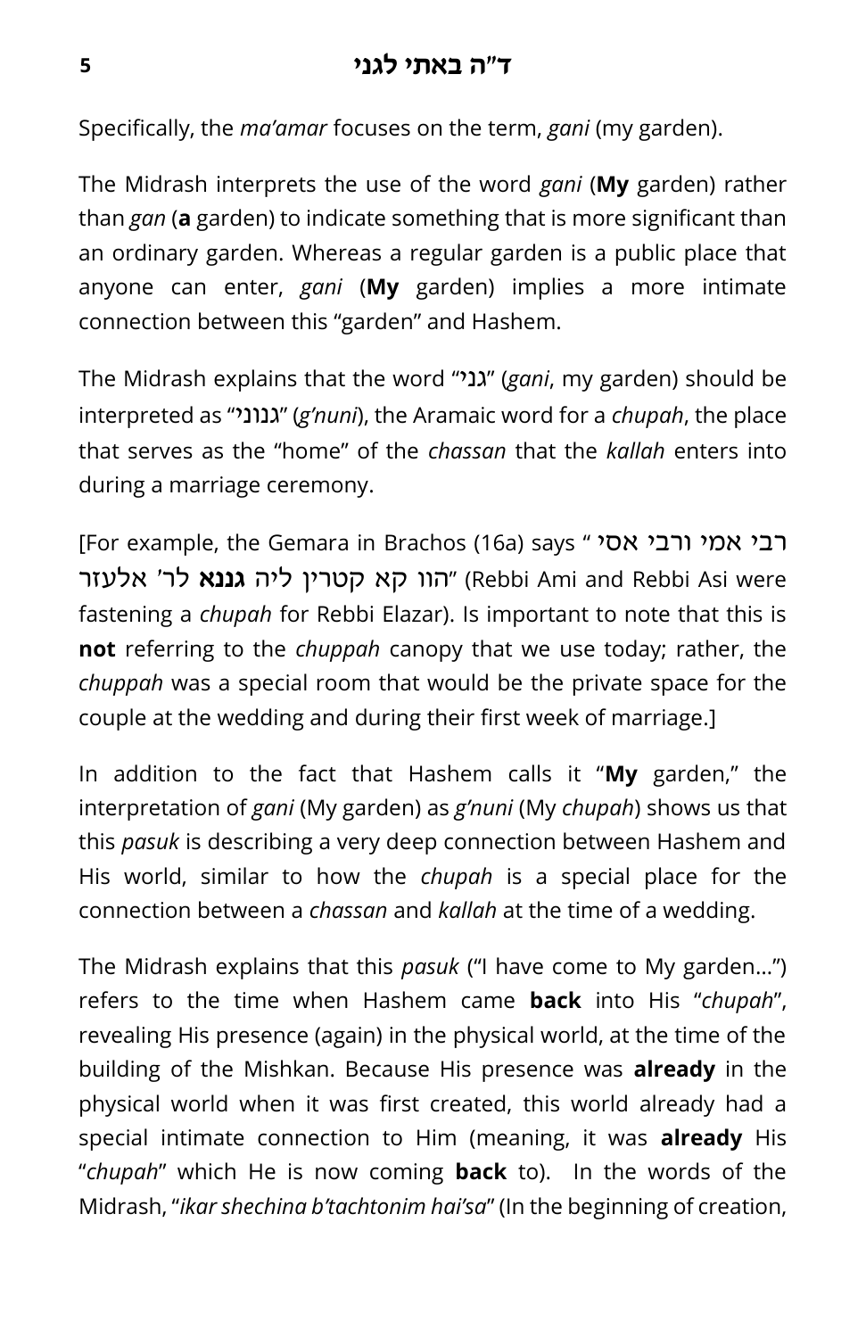Specifically, the *ma'amar* focuses on the term, *gani* (my garden).

The Midrash interprets the use of the word *gani* (**My** garden) rather than *gan* (**a** garden) to indicate something that is more significant than an ordinary garden. Whereas a regular garden is a public place that anyone can enter, *gani* (**My** garden) implies a more intimate connection between this "garden" and Hashem.

The Midrash explains that the word "גני" (*gani*, my garden) should be interpreted as "גנוני" (*g'nuni*), the Aramaic word for a *chupah*, the place that serves as the "home" of the *chassan* that the *kallah* enters into during a marriage ceremony.

[For example, the Gemara in Brachos (16a) says " רבי אמי ורבי אסי הוו קא קטרין ליה **גננא** לר' אלעזר" (Rebbi Ami and Rebbi Asi were fastening a *chupah* for Rebbi Elazar). Is important to note that this is **not** referring to the *chuppah* canopy that we use today; rather, the *chuppah* was a special room that would be the private space for the couple at the wedding and during their first week of marriage.]

In addition to the fact that Hashem calls it "**My** garden," the interpretation of *gani* (My garden) as *g'nuni* (My *chupah*) shows us that this *pasuk* is describing a very deep connection between Hashem and His world, similar to how the *chupah* is a special place for the connection between a *chassan* and *kallah* at the time of a wedding.

The Midrash explains that this *pasuk* ("I have come to My garden…") refers to the time when Hashem came **back** into His "*chupah*", revealing His presence (again) in the physical world, at the time of the building of the Mishkan. Because His presence was **already** in the physical world when it was first created, this world already had a special intimate connection to Him (meaning, it was **already** His "*chupah*" which He is now coming **back** to). In the words of the Midrash, "*ikar shechina b'tachtonim hai'sa*" (In the beginning of creation,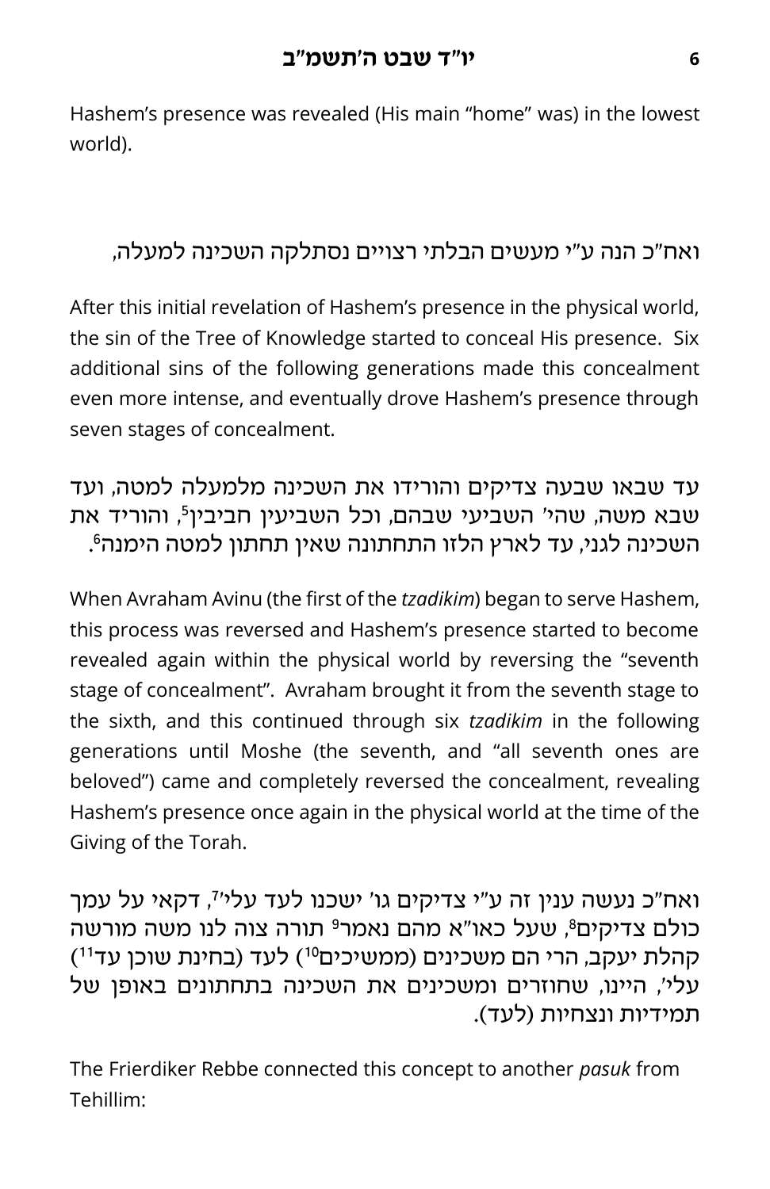Hashem's presence was revealed (His main "home" was) in the lowest world).

ואח"כ הנה ע"י מעשים הבלתי רצויים נסתלקה השכינה למעלה,

After this initial revelation of Hashem's presence in the physical world, the sin of the Tree of Knowledge started to conceal His presence. Six additional sins of the following generations made this concealment even more intense, and eventually drove Hashem's presence through seven stages of concealment.

עד שבאו שבעה צדיקים והורידו את השכינה מלמעלה למטה, ועד שבא משה, שהי' השביעי שבהם, וכל השביעין חביבין[5], והוריד את השכינה לגני, עד לארץ הלזו התחתונה שאין תחתון למטה הימנה[6].

When Avraham Avinu (the first of the *tzadikim*) began to serve Hashem, this process was reversed and Hashem's presence started to become revealed again within the physical world by reversing the "seventh stage of concealment". Avraham brought it from the seventh stage to the sixth, and this continued through six *tzadikim* in the following generations until Moshe (the seventh, and "all seventh ones are beloved") came and completely reversed the concealment, revealing Hashem's presence once again in the physical world at the time of the Giving of the Torah.

ואח"כ נעשה ענין זה ע"י צדיקים גו' ישכנו לעד עלי'[7], דקאי על עמך כולם צדיקים[8], שעל כאו"א מהם נאמר[9] תורה צוה לנו משה מורשה קהלת יעקב, הרי הם משכינים (ממשיכים[10]) לעד (בחינת שוכן עד[11]) עלי', היינו, שחוזרים ומשכינים את השכינה בתחתונים באופן של תמידיות ונצחיות (לעד).

The Frierdiker Rebbe connected this concept to another *pasuk* from Tehillim: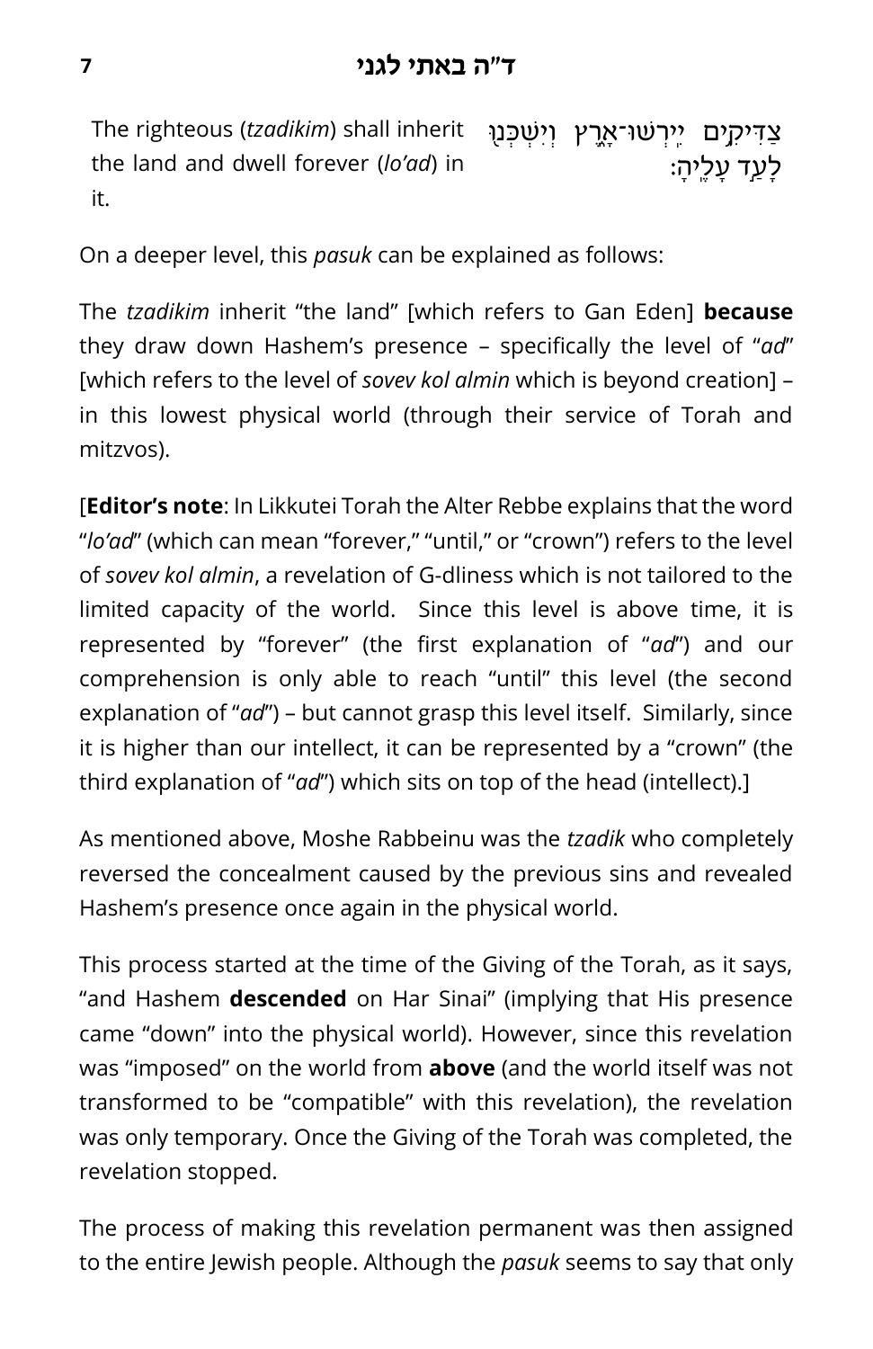| The righteous (*tzadikim*) shall inherit the land and dwell forever (*lo'ad*) in it. | צַדִּיקִים יִֽרְשׁוּ־אָ֑רֶץ וְיִשְׁכְּנ֖וּ לָעַ֣ד עָלֶֽיהָ׃ |
|---|---|

On a deeper level, this *pasuk* can be explained as follows:

The *tzadikim* inherit "the land" [which refers to Gan Eden] **because** they draw down Hashem's presence – specifically the level of "*ad*" [which refers to the level of *sovev kol almin* which is beyond creation] – in this lowest physical world (through their service of Torah and mitzvos).

[**Editor's note**: In Likkutei Torah the Alter Rebbe explains that the word "*lo'ad*" (which can mean "forever," "until," or "crown") refers to the level of *sovev kol almin*, a revelation of G-dliness which is not tailored to the limited capacity of the world. Since this level is above time, it is represented by "forever" (the first explanation of "*ad*") and our comprehension is only able to reach "until" this level (the second explanation of "*ad*") – but cannot grasp this level itself. Similarly, since it is higher than our intellect, it can be represented by a "crown" (the third explanation of "*ad*") which sits on top of the head (intellect).]

As mentioned above, Moshe Rabbeinu was the *tzadik* who completely reversed the concealment caused by the previous sins and revealed Hashem's presence once again in the physical world.

This process started at the time of the Giving of the Torah, as it says, "and Hashem **descended** on Har Sinai" (implying that His presence came "down" into the physical world). However, since this revelation was "imposed" on the world from **above** (and the world itself was not transformed to be "compatible" with this revelation), the revelation was only temporary. Once the Giving of the Torah was completed, the revelation stopped.

The process of making this revelation permanent was then assigned to the entire Jewish people. Although the *pasuk* seems to say that only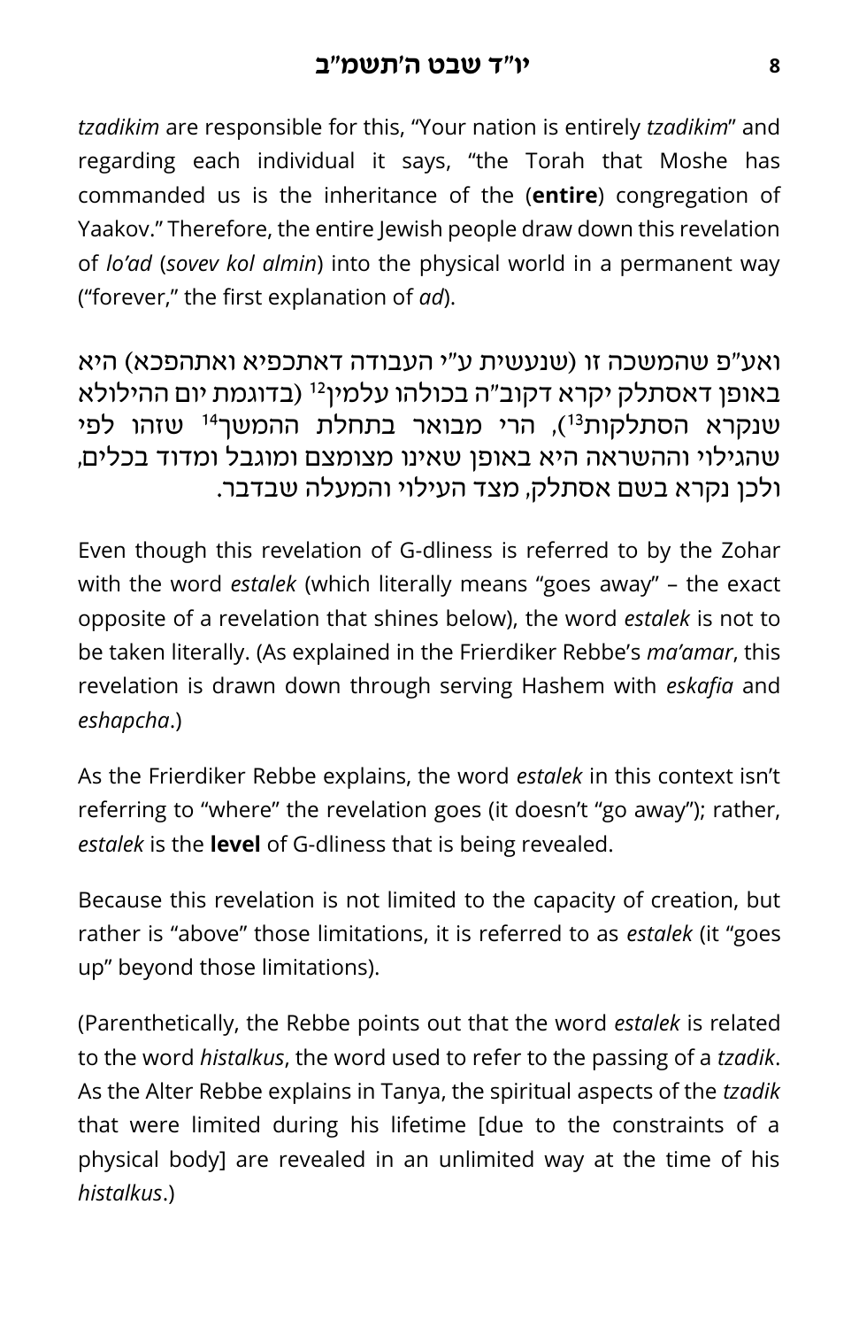*tzadikim* are responsible for this, "Your nation is entirely *tzadikim*" and regarding each individual it says, "the Torah that Moshe has commanded us is the inheritance of the (**entire**) congregation of Yaakov." Therefore, the entire Jewish people draw down this revelation of *lo'ad* (*sovev kol almin*) into the physical world in a permanent way ("forever," the first explanation of *ad*).

ואע"פ שהמשכה זו (שנעשית ע"י העבודה דאתכפיא ואתהפכא) היא באופן דאסתלק יקרא דקוב"ה בכולהו עלמין[12] (בדוגמת יום ההילולא שנקרא הסתלקות[13]), הרי מבואר בתחלת ההמשך[14] שזהו לפי שהגילוי וההשראה היא באופן שאינו מצומצם ומוגבל ומדוד בכלים, ולכן נקרא בשם אסתלק, מצד העילוי והמעלה שבדבר.

Even though this revelation of G-dliness is referred to by the Zohar with the word *estalek* (which literally means "goes away" – the exact opposite of a revelation that shines below), the word *estalek* is not to be taken literally. (As explained in the Frierdiker Rebbe's *ma'amar*, this revelation is drawn down through serving Hashem with *eskafia* and *eshapcha*.)

As the Frierdiker Rebbe explains, the word *estalek* in this context isn't referring to "where" the revelation goes (it doesn't "go away"); rather, *estalek* is the **level** of G-dliness that is being revealed.

Because this revelation is not limited to the capacity of creation, but rather is "above" those limitations, it is referred to as *estalek* (it "goes up" beyond those limitations).

(Parenthetically, the Rebbe points out that the word *estalek* is related to the word *histalkus*, the word used to refer to the passing of a *tzadik*. As the Alter Rebbe explains in Tanya, the spiritual aspects of the *tzadik* that were limited during his lifetime [due to the constraints of a physical body] are revealed in an unlimited way at the time of his *histalkus*.)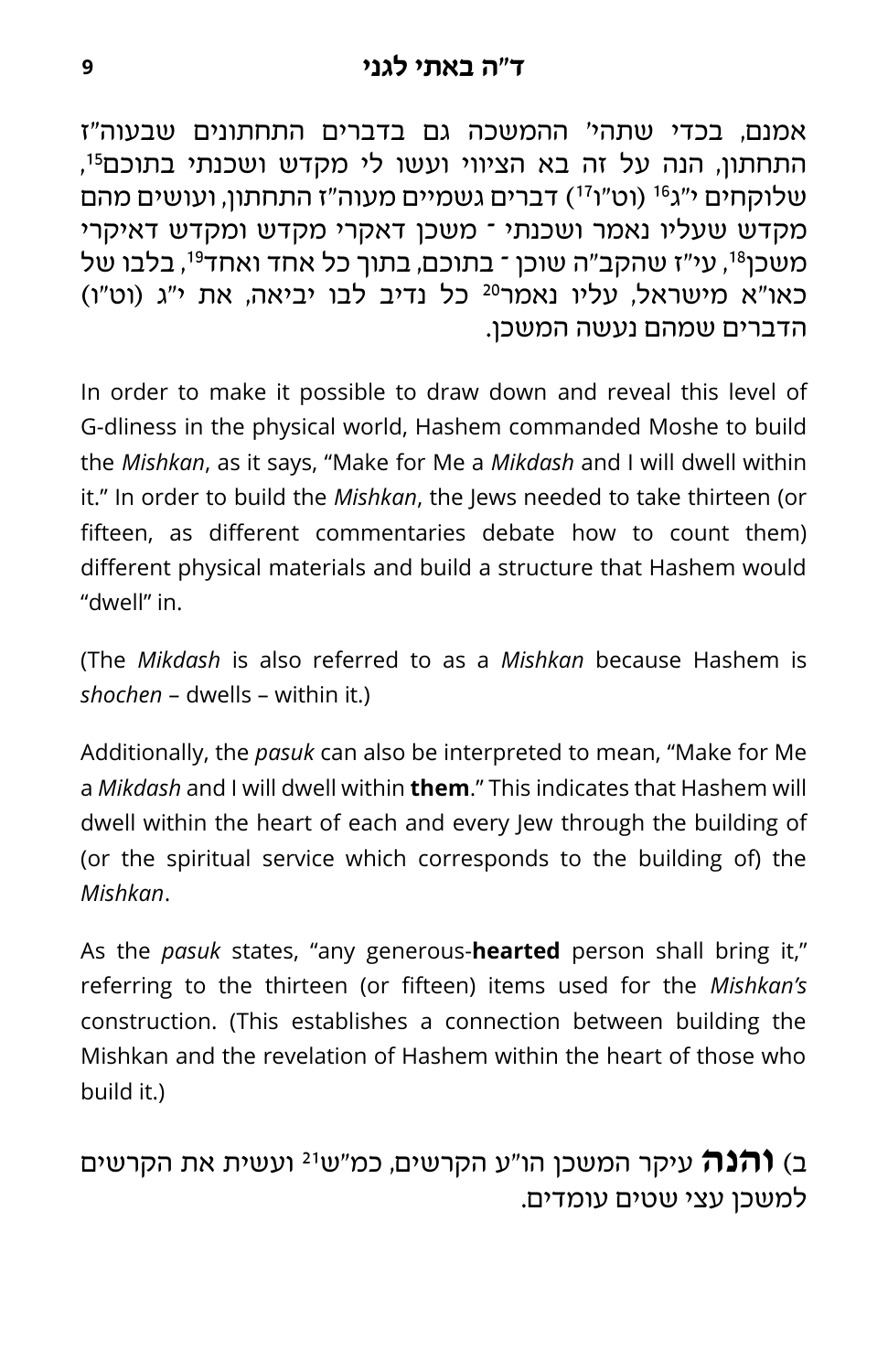אמנם, בכדי שתהי' ההמשכה גם בדברים התחתונים שבעוה"ז התחתון, הנה על זה בא הציווי ועשו לי מקדש ושכנתי בתוכם[15], שלוקחים י"ג[16] (וט"ו[17]) דברים גשמיים מעוה"ז התחתון, ועושים מהם מקדש שעליו נאמר ושכנתי – משכן דאקרי מקדש ומקדש דאיקרי משכן[18], עי"ז שהקב"ה שוכן – בתוכם, בתוך כל אחד ואחד[19], בלבו של כאו"א מישראל, עליו נאמר[20] כל נדיב לבו יביאה, את י"ג (וט"ו) הדברים שמהם נעשה המשכן.

In order to make it possible to draw down and reveal this level of G-dliness in the physical world, Hashem commanded Moshe to build the *Mishkan*, as it says, "Make for Me a *Mikdash* and I will dwell within it." In order to build the *Mishkan*, the Jews needed to take thirteen (or fifteen, as different commentaries debate how to count them) different physical materials and build a structure that Hashem would "dwell" in.

(The *Mikdash* is also referred to as a *Mishkan* because Hashem is *shochen* – dwells – within it.)

Additionally, the *pasuk* can also be interpreted to mean, "Make for Me a *Mikdash* and I will dwell within **them**." This indicates that Hashem will dwell within the heart of each and every Jew through the building of (or the spiritual service which corresponds to the building of) the *Mishkan*.

As the *pasuk* states, "any generous-**hearted** person shall bring it," referring to the thirteen (or fifteen) items used for the *Mishkan's* construction. (This establishes a connection between building the Mishkan and the revelation of Hashem within the heart of those who build it.)

ב) **והנה** עיקר המשכן הו"ע הקרשים, כמ"ש[21] ועשית את הקרשים למשכן עצי שטים עומדים.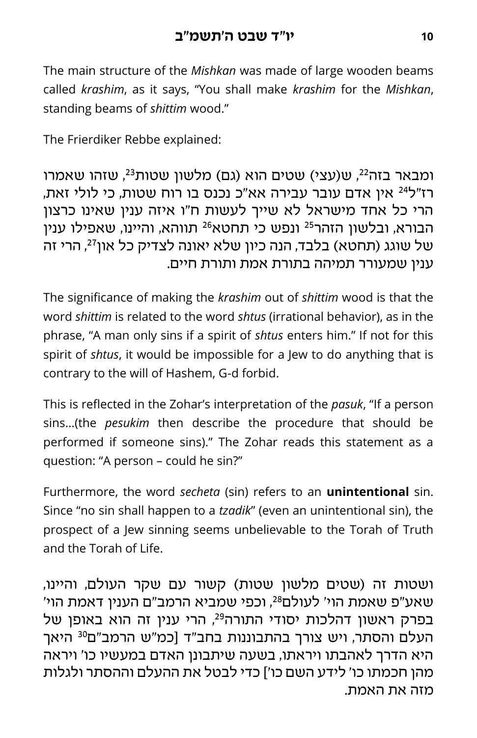The main structure of the *Mishkan* was made of large wooden beams called *krashim*, as it says, "You shall make *krashim* for the *Mishkan*, standing beams of *shittim* wood."

The Frierdiker Rebbe explained:

ומבאר בזה[22], ש(עצי) שטים הוא (גם) מלשון שטות[23], שזהו שאמרו רז"ל[24] אין אדם עובר עבירה אא"כ נכנס בו רוח שטות, כי לולי זאת, הרי כל אחד מישראל לא שייך לעשות ח"ו איזה ענין שאינו כרצון הבורא, ובלשון הזהר[25] ונפש כי תחטא[26] תווהא, והיינו, שאפילו ענין של שוגג (תחטא) בלבד, הנה כיון שלא יאונה לצדיק כל און[27], הרי זה ענין שמעורר תמיהה בתורת אמת ותורת חיים.

The significance of making the *krashim* out of *shittim* wood is that the word *shittim* is related to the word *shtus* (irrational behavior), as in the phrase, "A man only sins if a spirit of *shtus* enters him." If not for this spirit of *shtus*, it would be impossible for a Jew to do anything that is contrary to the will of Hashem, G-d forbid.

This is reflected in the Zohar's interpretation of the *pasuk*, "If a person sins...(the *pesukim* then describe the procedure that should be performed if someone sins)." The Zohar reads this statement as a question: "A person – could he sin?"

Furthermore, the word *secheta* (sin) refers to an **unintentional** sin. Since "no sin shall happen to a *tzadik*" (even an unintentional sin), the prospect of a Jew sinning seems unbelievable to the Torah of Truth and the Torah of Life.

ושטות זה (שטים מלשון שטות) קשור עם שקר העולם, והיינו, שאע"פ שאמת הוי' לעולם[28], וכפי שמביא הרמב"ם הענין דאמת הוי' בפרק ראשון דהלכות יסודי התורה[29], הרי ענין זה הוא באופן של העלם והסתר, ויש צורך בהתבוננות בחב"ד [כמ"ש הרמב"ם[30] היאך היא הדרך לאהבתו ויראתו, בשעה שיתבונן האדם במעשיו כו' ויראה מהן חכמתו כו' לידע השם כו'] כדי לבטל את ההעלם וההסתר ולגלות מזה את האמת.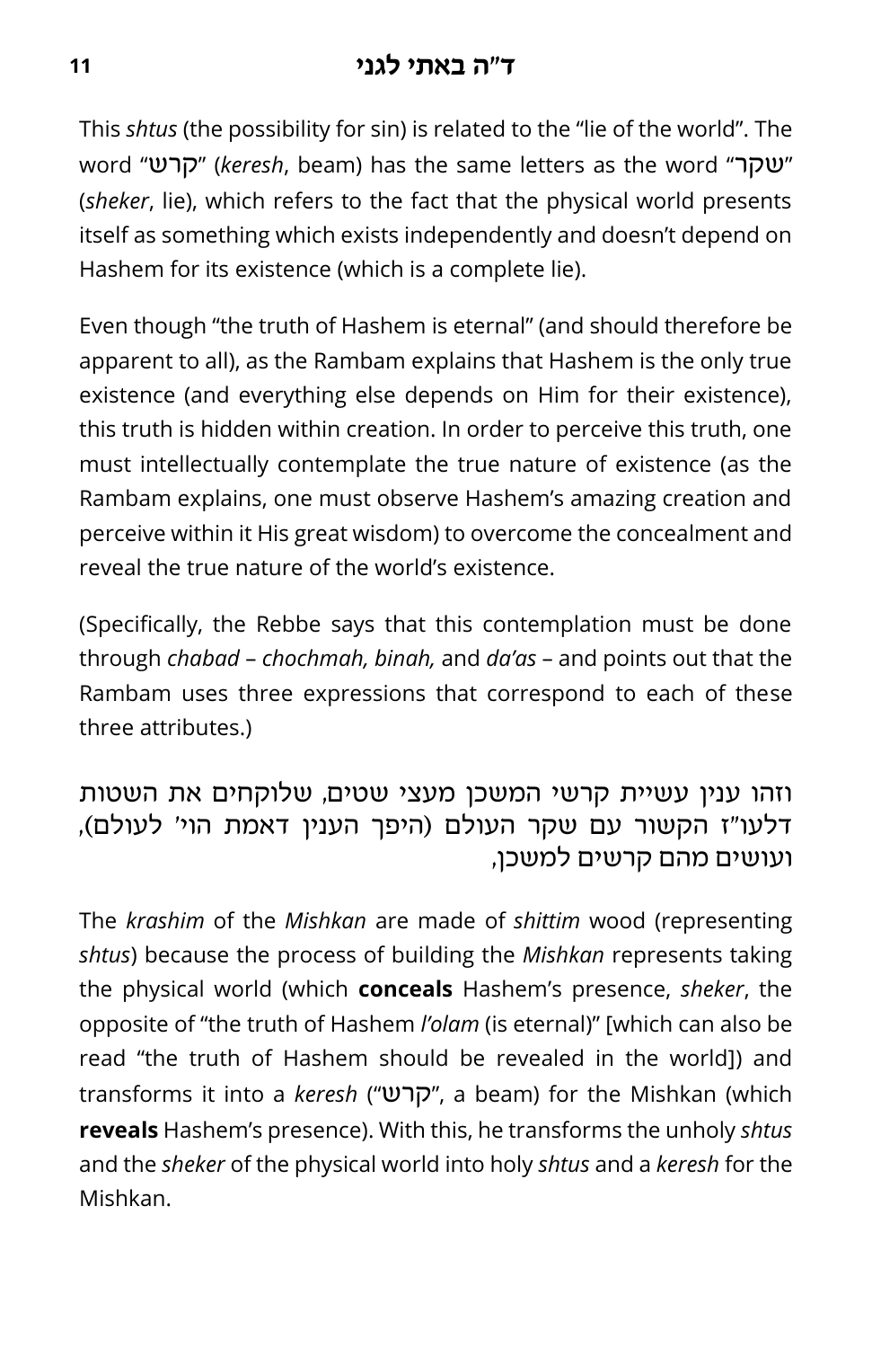This *shtus* (the possibility for sin) is related to the "lie of the world". The word "קרש" (*keresh*, beam) has the same letters as the word "שקר" (*sheker*, lie), which refers to the fact that the physical world presents itself as something which exists independently and doesn't depend on Hashem for its existence (which is a complete lie).

Even though "the truth of Hashem is eternal" (and should therefore be apparent to all), as the Rambam explains that Hashem is the only true existence (and everything else depends on Him for their existence), this truth is hidden within creation. In order to perceive this truth, one must intellectually contemplate the true nature of existence (as the Rambam explains, one must observe Hashem's amazing creation and perceive within it His great wisdom) to overcome the concealment and reveal the true nature of the world's existence.

(Specifically, the Rebbe says that this contemplation must be done through *chabad* – *chochmah, binah,* and *da'as* – and points out that the Rambam uses three expressions that correspond to each of these three attributes.)

וזהו ענין עשיית קרשי המשכן מעצי שטים, שלוקחים את השטות דלעו"ז הקשור עם שקר העולם (היפך הענין דאמת הוי' לעולם), ועושים מהם קרשים למשכן,

The *krashim* of the *Mishkan* are made of *shittim* wood (representing *shtus*) because the process of building the *Mishkan* represents taking the physical world (which **conceals** Hashem's presence, *sheker*, the opposite of "the truth of Hashem *l'olam* (is eternal)" [which can also be read "the truth of Hashem should be revealed in the world]) and transforms it into a *keresh* ("קרש", a beam) for the Mishkan (which **reveals** Hashem's presence). With this, he transforms the unholy *shtus* and the *sheker* of the physical world into holy *shtus* and a *keresh* for the Mishkan.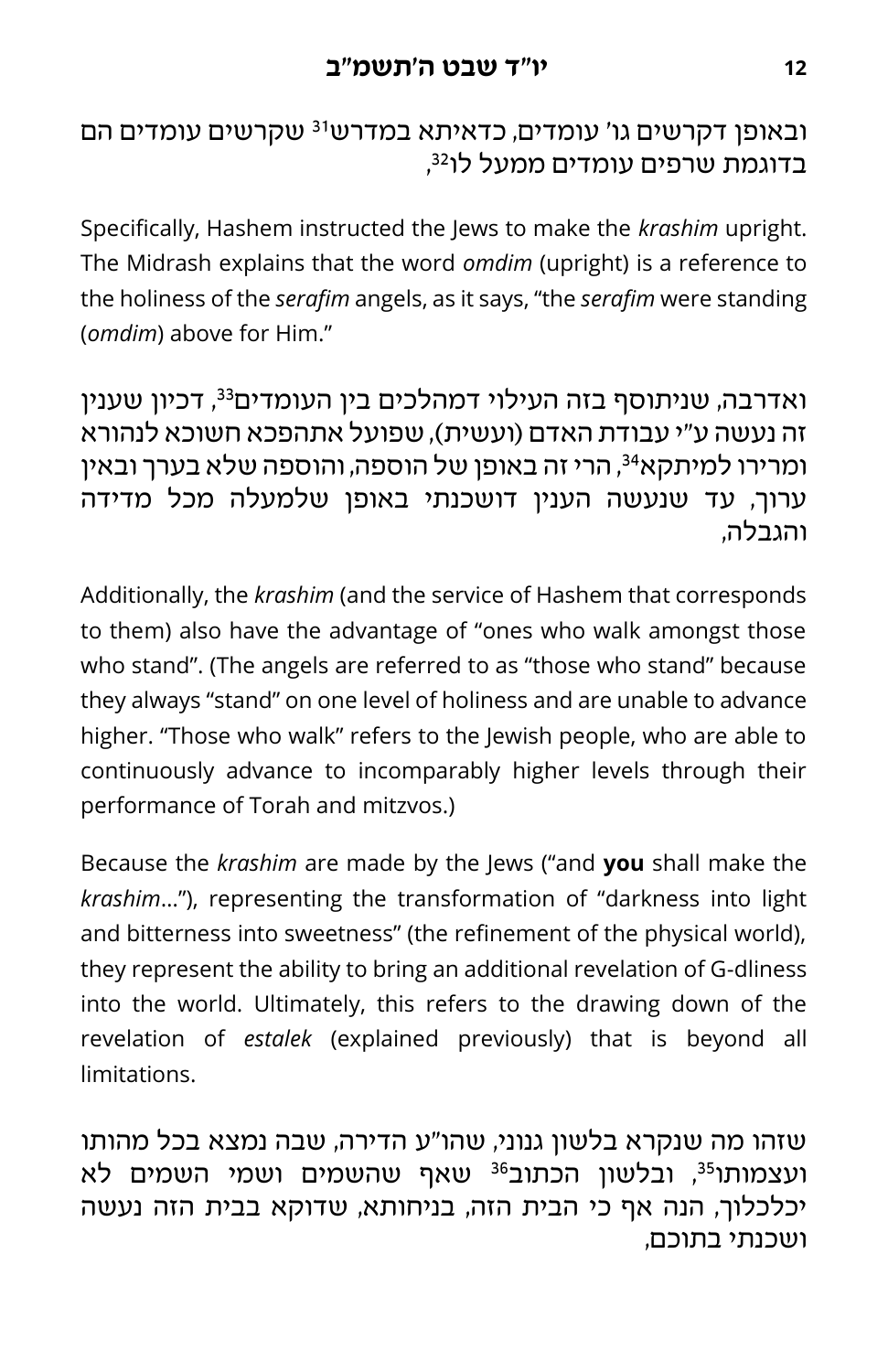ובאופן דקרשים גו' עומדים, כדאיתא במדרש[31] שקרשים עומדים הם בדוגמת שרפים עומדים ממעל לו[32],

Specifically, Hashem instructed the Jews to make the *krashim* upright. The Midrash explains that the word *omdim* (upright) is a reference to the holiness of the *serafim* angels, as it says, "the *serafim* were standing (*omdim*) above for Him."

ואדרבה, שניתוסף בזה העילוי דמהלכים בין העומדים[33], דכיון שענין זה נעשה ע"י עבודת האדם (ועשית), שפועל אתהפכא חשוכא לנהורא ומרירו למיתקא[34], הרי זה באופן של הוספה, והוספה שלא בערך ובאין ערוך, עד שנעשה הענין דושכנתי באופן שלמעלה מכל מדידה והגבלה,

Additionally, the *krashim* (and the service of Hashem that corresponds to them) also have the advantage of "ones who walk amongst those who stand". (The angels are referred to as "those who stand" because they always "stand" on one level of holiness and are unable to advance higher. "Those who walk" refers to the Jewish people, who are able to continuously advance to incomparably higher levels through their performance of Torah and mitzvos.)

Because the *krashim* are made by the Jews ("and **you** shall make the *krashim*…"), representing the transformation of "darkness into light and bitterness into sweetness" (the refinement of the physical world), they represent the ability to bring an additional revelation of G-dliness into the world. Ultimately, this refers to the drawing down of the revelation of *estalek* (explained previously) that is beyond all limitations.

שזהו מה שנקרא בלשון גנוני, שהו"ע הדירה, שבה נמצא בכל מהותו ועצמותו[35], ובלשון הכתוב[36] שאף שהשמים ושמי השמים לא יכלכלוך, הנה אף כי הבית הזה, בניחותא, שדוקא בבית הזה נעשה ושכנתי בתוכם,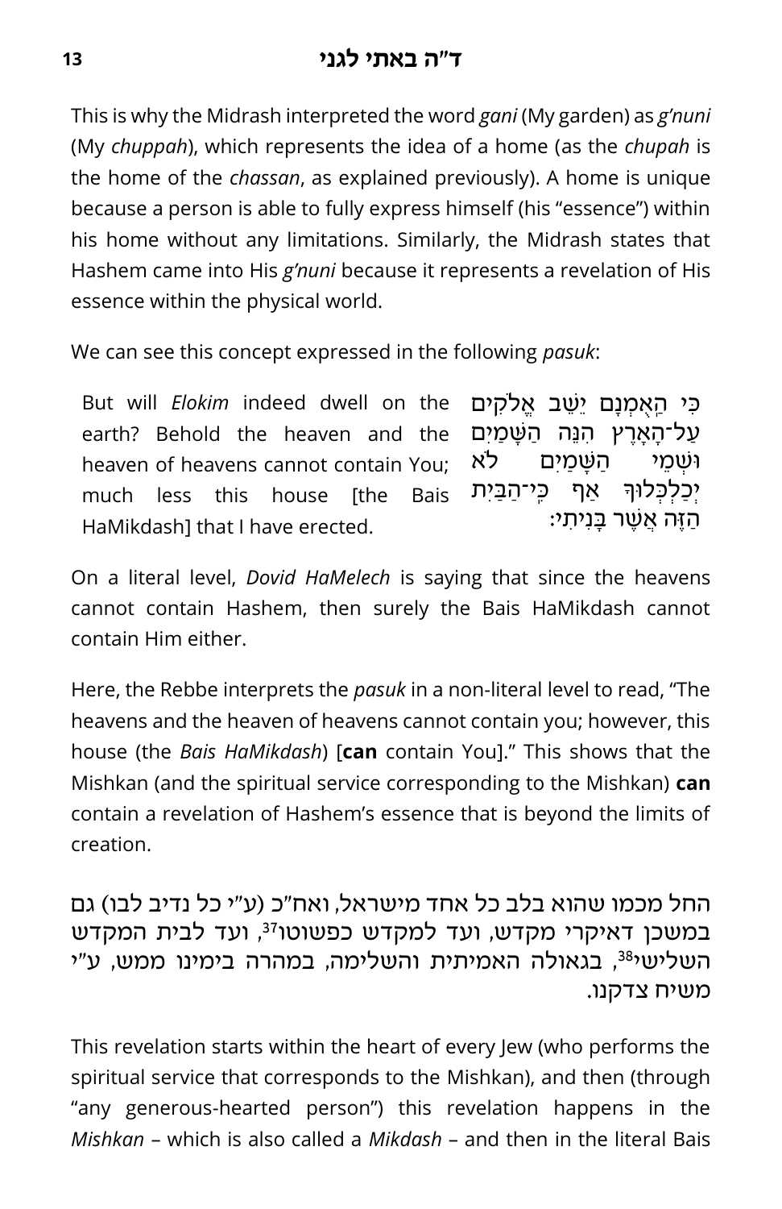This is why the Midrash interpreted the word *gani* (My garden) as *g'nuni* (My *chuppah*), which represents the idea of a home (as the *chupah* is the home of the *chassan*, as explained previously). A home is unique because a person is able to fully express himself (his "essence") within his home without any limitations. Similarly, the Midrash states that Hashem came into His *g'nuni* because it represents a revelation of His essence within the physical world.

We can see this concept expressed in the following *pasuk*:

| | |
|---|---|
| But will *Elokim* indeed dwell on the earth? Behold the heaven and the heaven of heavens cannot contain You; much less this house [the Bais HaMikdash] that I have erected. | כִּי הַאֻמְנָם יֵשֵׁב אֱלֹקִים עַל־הָאָרֶץ הִנֵּה הַשָּׁמַיִם וּשְׁמֵי הַשָּׁמַיִם לֹא יְכַלְכְּלוּךָ אַף כִּי־הַבַּיִת הַזֶּה אֲשֶׁר בָּנִיתִי: |

On a literal level, *Dovid HaMelech* is saying that since the heavens cannot contain Hashem, then surely the Bais HaMikdash cannot contain Him either.

Here, the Rebbe interprets the *pasuk* in a non-literal level to read, "The heavens and the heaven of heavens cannot contain you; however, this house (the *Bais HaMikdash*) [**can** contain You]." This shows that the Mishkan (and the spiritual service corresponding to the Mishkan) **can** contain a revelation of Hashem's essence that is beyond the limits of creation.

החל מכמו שהוא בלב כל אחד מישראל, ואח"כ (ע"י כל נדיב לבו) גם במשכן דאיקרי מקדש, ועד למקדש כפשוטו[37], ועד לבית המקדש השלישי[38], בגאולה האמיתית והשלימה, במהרה בימינו ממש, ע"י משיח צדקנו.

This revelation starts within the heart of every Jew (who performs the spiritual service that corresponds to the Mishkan), and then (through "any generous-hearted person") this revelation happens in the *Mishkan* – which is also called a *Mikdash* – and then in the literal Bais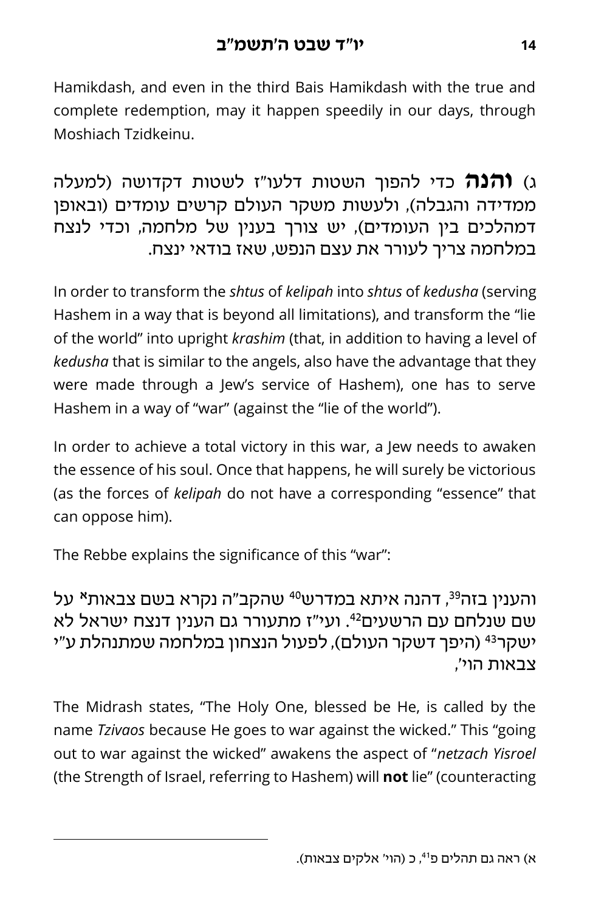Hamikdash, and even in the third Bais Hamikdash with the true and complete redemption, may it happen speedily in our days, through Moshiach Tzidkeinu.

ג) **והנה** כדי להפוך השטות דלעו"ז לשטות דקדושה (למעלה ממדידה והגבלה), ולעשות משקר העולם קרשים עומדים (ובאופן דמהלכים בין העומדים), יש צורך בענין של מלחמה, וכדי לנצח במלחמה צריך לעורר את עצם הנפש, שאז בודאי ינצח.

In order to transform the *shtus* of *kelipah* into *shtus* of *kedusha* (serving Hashem in a way that is beyond all limitations), and transform the "lie of the world" into upright *krashim* (that, in addition to having a level of *kedusha* that is similar to the angels, also have the advantage that they were made through a Jew's service of Hashem), one has to serve Hashem in a way of "war" (against the "lie of the world").

In order to achieve a total victory in this war, a Jew needs to awaken the essence of his soul. Once that happens, he will surely be victorious (as the forces of *kelipah* do not have a corresponding "essence" that can oppose him).

The Rebbe explains the significance of this "war":

והענין בזה[39], דהנה איתא במדרש[40] שהקב"ה נקרא בשם צבאות[א] על שם שנלחם עם הרשעים[42]. ועי"ז מתעורר גם הענין דנצח ישראל לא ישקר[43] (היפך דשקר העולם), לפעול הנצחון במלחמה שמתנהלת ע"י צבאות הוי',

The Midrash states, "The Holy One, blessed be He, is called by the name *Tzivaos* because He goes to war against the wicked." This "going out to war against the wicked" awakens the aspect of "*netzach Yisroel* (the Strength of Israel, referring to Hashem) will **not** lie" (counteracting

---

א) ראה גם תהלים פ[41], כ (הוי' אלקים צבאות).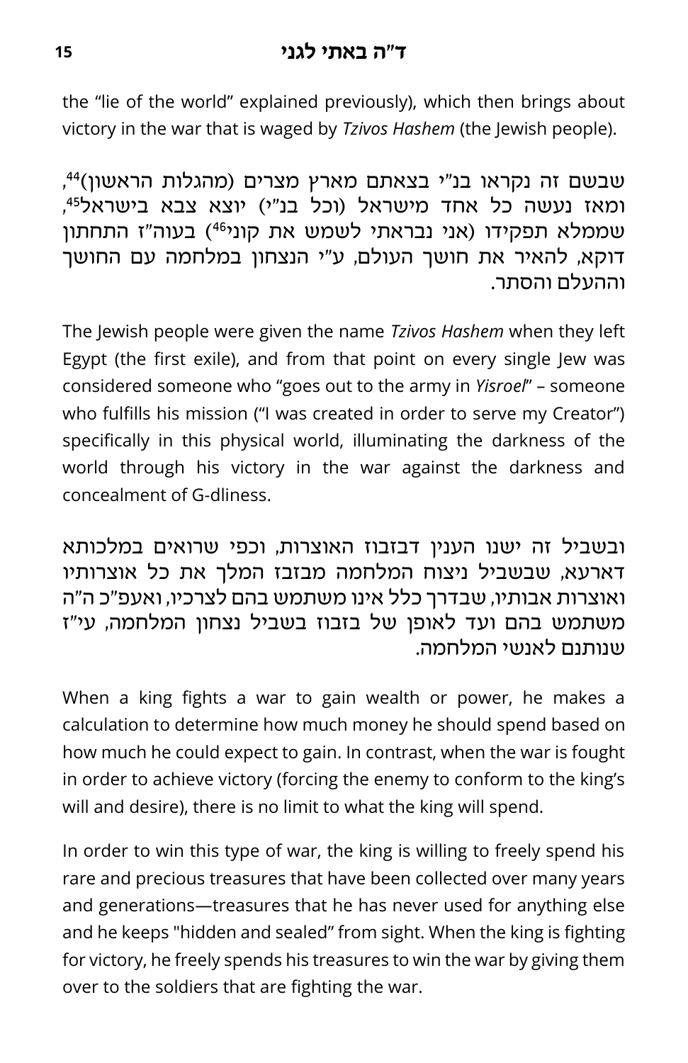the “lie of the world” explained previously), which then brings about victory in the war that is waged by *Tzivos Hashem* (the Jewish people).

שבשם זה נקראו בנ"י בצאתם מארץ מצרים (מהגלות הראשון)[44], ומאז נעשה כל אחד מישראל (וכל בנ"י) יוצא צבא בישראל[45], שממלא תפקידו (אני נבראתי לשמש את קוני[46]) בעוה"ז התחתון דוקא, להאיר את חושך העולם, ע"י הנצחון במלחמה עם החושך וההעלם והסתר.

The Jewish people were given the name *Tzivos Hashem* when they left Egypt (the first exile), and from that point on every single Jew was considered someone who “goes out to the army in *Yisroel*” – someone who fulfills his mission (“I was created in order to serve my Creator”) specifically in this physical world, illuminating the darkness of the world through his victory in the war against the darkness and concealment of G-dliness.

ובשביל זה ישנו הענין דבזבוז האוצרות, וכפי שרואים במלכותא דארעא, שבשביל ניצוח המלחמה מבזבז המלך את כל אוצרותיו ואוצרות אבותיו, שבדרך כלל אינו משתמש בהם לצרכיו, ואעפ"כ ה"ה משתמש בהם ועד לאופן של בזבוז בשביל נצחון המלחמה, עי"ז שנותנם לאנשי המלחמה.

When a king fights a war to gain wealth or power, he makes a calculation to determine how much money he should spend based on how much he could expect to gain. In contrast, when the war is fought in order to achieve victory (forcing the enemy to conform to the king’s will and desire), there is no limit to what the king will spend.

In order to win this type of war, the king is willing to freely spend his rare and precious treasures that have been collected over many years and generations—treasures that he has never used for anything else and he keeps "hidden and sealed” from sight. When the king is fighting for victory, he freely spends his treasures to win the war by giving them over to the soldiers that are fighting the war.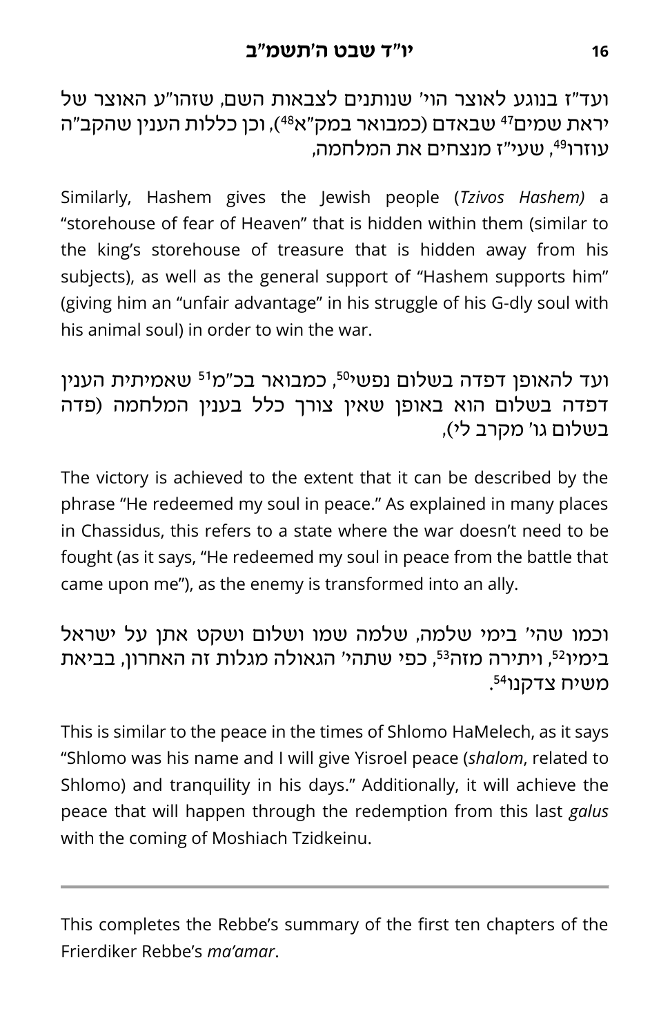ועד"ז בנוגע לאוצר הוי' שנותנים לצבאות השם, שזהו"ע האוצר של יראת שמים[47] שבאדם (כמבואר במק"א[48]), וכן כללות הענין שהקב"ה עוזרו[49], שעי"ז מנצחים את המלחמה,

Similarly, Hashem gives the Jewish people (*Tzivos Hashem)* a "storehouse of fear of Heaven" that is hidden within them (similar to the king's storehouse of treasure that is hidden away from his subjects), as well as the general support of "Hashem supports him" (giving him an "unfair advantage" in his struggle of his G-dly soul with his animal soul) in order to win the war.

ועד להאופן דפדה בשלום נפשי[50], כמבואר בכ"מ[51] שאמיתית הענין דפדה בשלום הוא באופן שאין צורך כלל בענין המלחמה (פדה בשלום גו' מקרב לי),

The victory is achieved to the extent that it can be described by the phrase "He redeemed my soul in peace." As explained in many places in Chassidus, this refers to a state where the war doesn't need to be fought (as it says, "He redeemed my soul in peace from the battle that came upon me"), as the enemy is transformed into an ally.

וכמו שהי' בימי שלמה, שלמה שמו ושלום ושקט אתן על ישראל בימיו[52], ויתירה מזה[53], כפי שתהי' הגאולה מגלות זה האחרון, בביאת משיח צדקנו[54].

This is similar to the peace in the times of Shlomo HaMelech, as it says "Shlomo was his name and I will give Yisroel peace (*shalom*, related to Shlomo) and tranquility in his days." Additionally, it will achieve the peace that will happen through the redemption from this last *galus* with the coming of Moshiach Tzidkeinu.

---

This completes the Rebbe's summary of the first ten chapters of the Frierdiker Rebbe's *ma'amar*.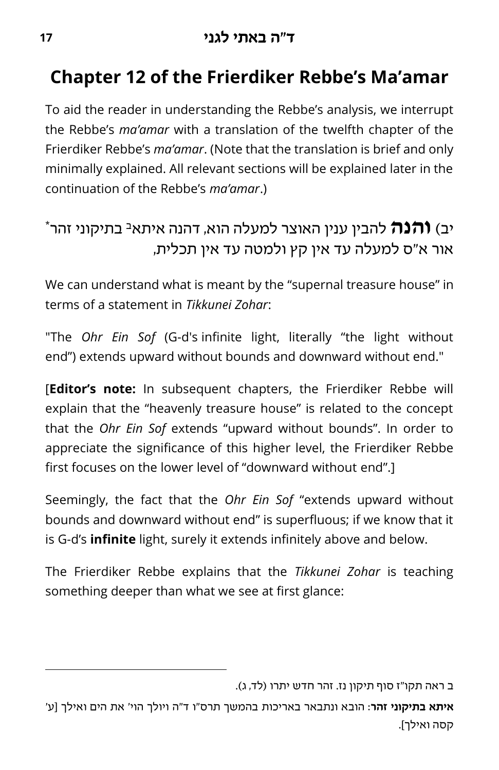## Chapter 12 of the Frierdiker Rebbe's Ma'amar

To aid the reader in understanding the Rebbe's analysis, we interrupt the Rebbe's *ma'amar* with a translation of the twelfth chapter of the Frierdiker Rebbe's *ma'amar*. (Note that the translation is brief and only minimally explained. All relevant sections will be explained later in the continuation of the Rebbe's *ma'amar*.)

יב) **והנה** להבין ענין האוצר למעלה הוא, דהנה איתא[ב] בתיקוני זהר* אור א"ס למעלה עד אין קץ ולמטה עד אין תכלית,

We can understand what is meant by the "supernal treasure house" in terms of a statement in *Tikkunei Zohar*:

"The *Ohr Ein Sof* (G-d's infinite light, literally "the light without end") extends upward without bounds and downward without end."

[**Editor's note:** In subsequent chapters, the Frierdiker Rebbe will explain that the "heavenly treasure house" is related to the concept that the *Ohr Ein Sof* extends "upward without bounds". In order to appreciate the significance of this higher level, the Frierdiker Rebbe first focuses on the lower level of "downward without end".]

Seemingly, the fact that the *Ohr Ein Sof* "extends upward without bounds and downward without end" is superfluous; if we know that it is G-d's **infinite** light, surely it extends infinitely above and below.

The Frierdiker Rebbe explains that the *Tikkunei Zohar* is teaching something deeper than what we see at first glance:

---

ב ראה תקו"ז סוף תיקון נז. זהר חדש יתרו (לד, ג).

**איתא בתיקוני זהר**: הובא ונתבאר באריכות בהמשך תרס"ו ד"ה ויולך הוי' את הים ואילך [ע' קסה ואילך].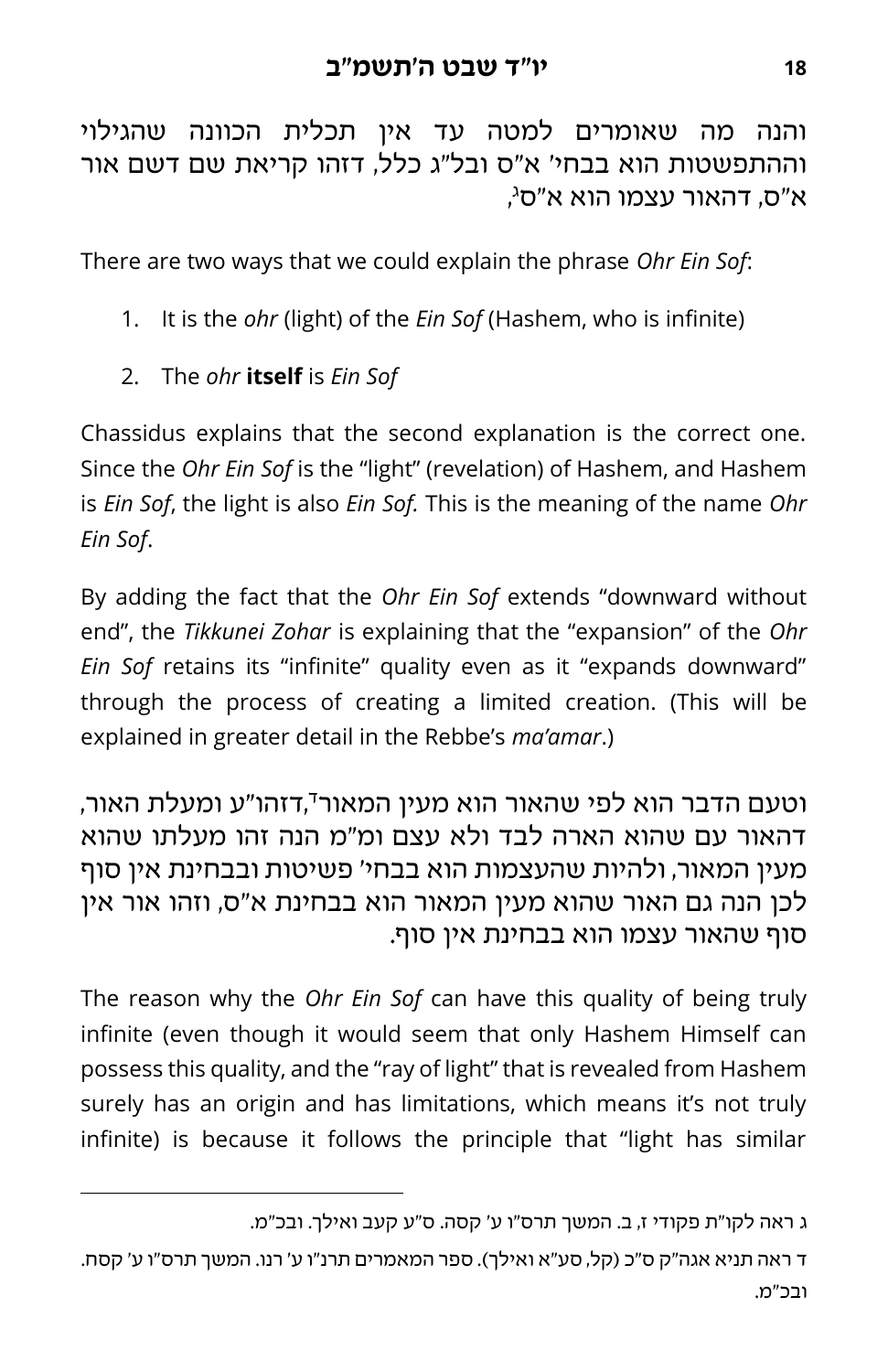והנה מה שאומרים למטה עד אין תכלית הכוונה שהגילוי וההתפשטות הוא בבחי' א"ס ובל"ג כלל, דזהו קריאת שם דשם אור א"ס, דהאור עצמו הוא א"ס[ג],

There are two ways that we could explain the phrase *Ohr Ein Sof*:

1. It is the *ohr* (light) of the *Ein Sof* (Hashem, who is infinite)
2. The *ohr* **itself** is *Ein Sof*

Chassidus explains that the second explanation is the correct one. Since the *Ohr Ein Sof* is the "light" (revelation) of Hashem, and Hashem is *Ein Sof*, the light is also *Ein Sof.* This is the meaning of the name *Ohr Ein Sof*.

By adding the fact that the *Ohr Ein Sof* extends "downward without end", the *Tikkunei Zohar* is explaining that the "expansion" of the *Ohr Ein Sof* retains its "infinite" quality even as it "expands downward" through the process of creating a limited creation. (This will be explained in greater detail in the Rebbe's *ma'amar*.)

וטעם הדבר הוא לפי שהאור הוא מעין המאור[ד],דזהו"ע ומעלת האור, דהאור עם שהוא הארה לבד ולא עצם ומ"מ הנה זהו מעלתו שהוא מעין המאור, ולהיות שהעצמות הוא בבחי' פשיטות ובבחינת אין סוף לכן הנה גם האור שהוא מעין המאור הוא בבחינת א"ס, וזהו אור אין סוף שהאור עצמו הוא בבחינת אין סוף.

The reason why the *Ohr Ein Sof* can have this quality of being truly infinite (even though it would seem that only Hashem Himself can possess this quality, and the "ray of light" that is revealed from Hashem surely has an origin and has limitations, which means it's not truly infinite) is because it follows the principle that "light has similar

---

ג ראה לקו"ת פקודי ז, ב. המשך תרס"ו ע' קסה. ס"ע קעב ואילך. ובכ"מ.

ד ראה תניא אגה"ק ס"כ (קל, סע"א ואילך). ספר המאמרים תרנ"ו ע' רנו. המשך תרס"ו ע' קסח. ובכ"מ.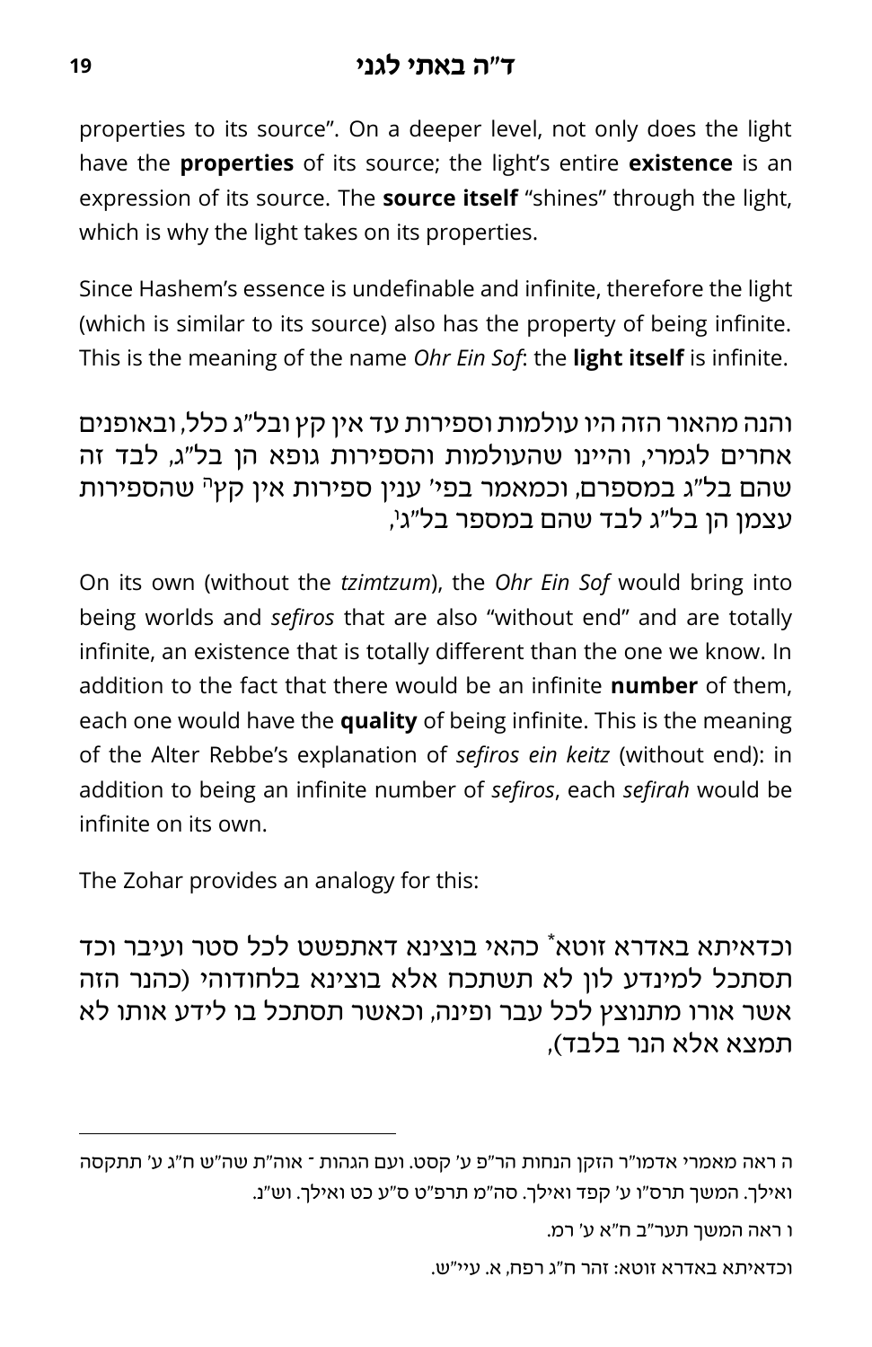properties to its source". On a deeper level, not only does the light have the **properties** of its source; the light's entire **existence** is an expression of its source. The **source itself** "shines" through the light, which is why the light takes on its properties.

Since Hashem's essence is undefinable and infinite, therefore the light (which is similar to its source) also has the property of being infinite. This is the meaning of the name *Ohr Ein Sof*: the **light itself** is infinite.

והנה מהאור הזה היו עולמות וספירות עד אין קץ ובל"ג כלל, ובאופנים אחרים לגמרי, והיינו שהעולמות והספירות גופא הן בל"ג, לבד זה שהם בל"ג במספרם, וכמאמר בפי' ענין ספירות אין קץ[ה] שהספירות עצמן הן בל"ג לבד שהם במספר בל"ג[ו],

On its own (without the *tzimtzum*), the *Ohr Ein Sof* would bring into being worlds and *sefiros* that are also "without end" and are totally infinite, an existence that is totally different than the one we know. In addition to the fact that there would be an infinite **number** of them, each one would have the **quality** of being infinite. This is the meaning of the Alter Rebbe's explanation of *sefiros ein keitz* (without end): in addition to being an infinite number of *sefiros*, each *sefirah* would be infinite on its own.

The Zohar provides an analogy for this:

וכדאיתא באדרא זוטא* כהאי בוצינא דאתפשט לכל סטר ועיבר וכד תסתכל למינדע לון לא תשתכח אלא בוצינא בלחודוהי (כהנר הזה אשר אורו מתנוצץ לכל עבר ופינה, וכאשר תסתכל בו לידע אותו לא תמצא אלא הנר בלבד),

---

ה ראה מאמרי אדמו"ר הזקן הנחות הר"פ ע' קסט. ועם הגהות - אוה"ת שה"ש ח"ג ע' תתקסה ואילך. המשך תרס"ו ע' קפד ואילך. סה"מ תרפ"ט ס"ע כט ואילך. וש"נ.

ו ראה המשך תער"ב ח"א ע' רמ.

וכדאיתא באדרא זוטא: זהר ח"ג רפח, א. עיי"ש.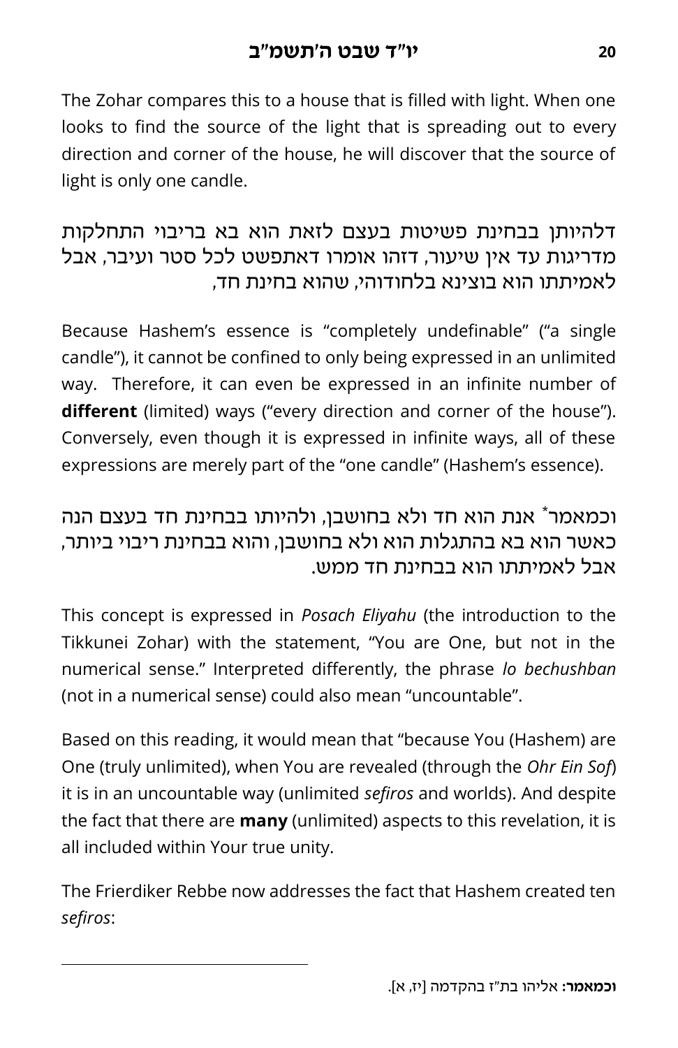The Zohar compares this to a house that is filled with light. When one looks to find the source of the light that is spreading out to every direction and corner of the house, he will discover that the source of light is only one candle.

דלהיותן בבחינת פשיטות בעצם לזאת הוא בא בריבוי התחלקות מדריגות עד אין שיעור, דזהו אומרו דאתפשט לכל סטר ועיבר, אבל לאמיתתו הוא בוצינא בלחודוהי, שהוא בחינת חד,

Because Hashem's essence is "completely undefinable" ("a single candle"), it cannot be confined to only being expressed in an unlimited way. Therefore, it can even be expressed in an infinite number of **different** (limited) ways ("every direction and corner of the house"). Conversely, even though it is expressed in infinite ways, all of these expressions are merely part of the "one candle" (Hashem's essence).

וכמאמר* אנת הוא חד ולא בחושבן, ולהיותו בבחינת חד בעצם הנה כאשר הוא בא בהתגלות הוא ולא בחושבן, והוא בבחינת ריבוי ביותר, אבל לאמיתתו הוא בבחינת חד ממש.

This concept is expressed in *Posach Eliyahu* (the introduction to the Tikkunei Zohar) with the statement, "You are One, but not in the numerical sense." Interpreted differently, the phrase *lo bechushban* (not in a numerical sense) could also mean "uncountable".

Based on this reading, it would mean that "because You (Hashem) are One (truly unlimited), when You are revealed (through the *Ohr Ein Sof*) it is in an uncountable way (unlimited *sefiros* and worlds). And despite the fact that there are **many** (unlimited) aspects to this revelation, it is all included within Your true unity.

The Frierdiker Rebbe now addresses the fact that Hashem created ten *sefiros*:

---

**וכמאמר:** אליהו בת"ז בהקדמה [יז, א].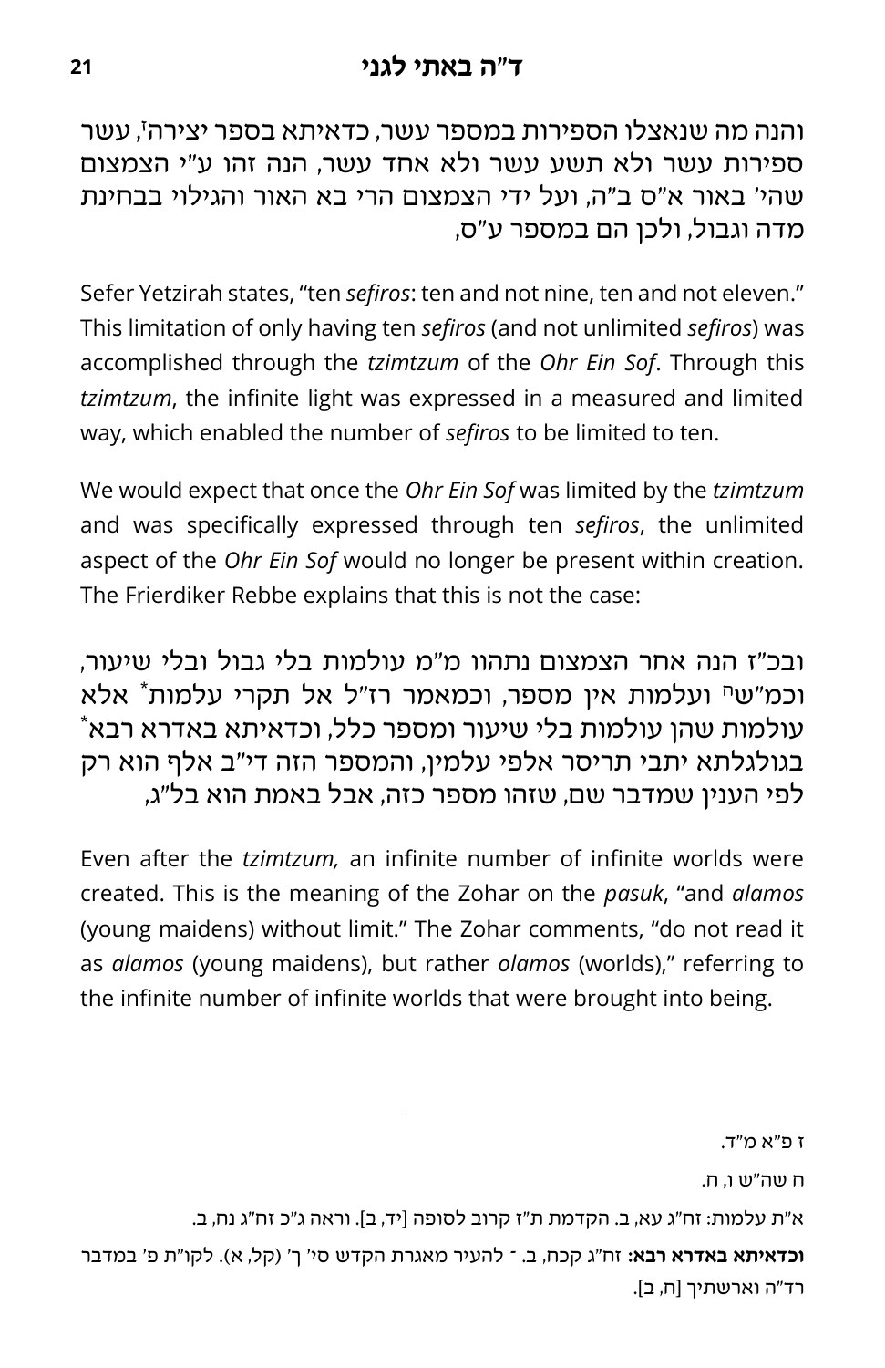והנה מה שנאצלו הספירות במספר עשר, כדאיתא בספר יצירה[ז], עשר ספירות עשר ולא תשע עשר ולא אחד עשר, הנה זהו ע"י הצמצום שהי' באור א"ס ב"ה, ועל ידי הצמצום הרי בא האור והגילוי בבחינת מדה וגבול, ולכן הם במספר ע"ס,

Sefer Yetzirah states, "ten *sefiros*: ten and not nine, ten and not eleven." This limitation of only having ten *sefiros* (and not unlimited *sefiros*) was accomplished through the *tzimtzum* of the *Ohr Ein Sof*. Through this *tzimtzum*, the infinite light was expressed in a measured and limited way, which enabled the number of *sefiros* to be limited to ten.

We would expect that once the *Ohr Ein Sof* was limited by the *tzimtzum* and was specifically expressed through ten *sefiros*, the unlimited aspect of the *Ohr Ein Sof* would no longer be present within creation. The Frierdiker Rebbe explains that this is not the case:

ובכ"ז הנה אחר הצמצום נתהוו מ"מ עולמות בלי גבול ובלי שיעור, וכמ"ש[ח] ועלמות אין מספר, וכמאמר רז"ל אל תקרי עלמות* אלא עולמות שהן עולמות בלי שיעור ומספר כלל, וכדאיתא באדרא רבא* בגולגלתא יתבי תריסר אלפי עלמין, והמספר הזה די"ב אלף הוא רק לפי הענין שמדבר שם, שזהו מספר כזה, אבל באמת הוא בל"ג,

Even after the *tzimtzum,* an infinite number of infinite worlds were created. This is the meaning of the Zohar on the *pasuk*, "and *alamos* (young maidens) without limit." The Zohar comments, "do not read it as *alamos* (young maidens), but rather *olamos* (worlds)," referring to the infinite number of infinite worlds that were brought into being.

---

ז פ"א מ"ד.

ח שה"ש ו, ח.

א"ת עלמות: זח"ג עא, ב. הקדמת ת"ז קרוב לסופה [יד, ב]. וראה ג"כ זח"ג נח, ב.

**וכדאיתא באדרא רבא:** זח"ג קכח, ב. - להעיר מאגרת הקדש סי' ך' (קל, א). לקו"ת פ' במדבר רד"ה וארשתיך [ח, ב].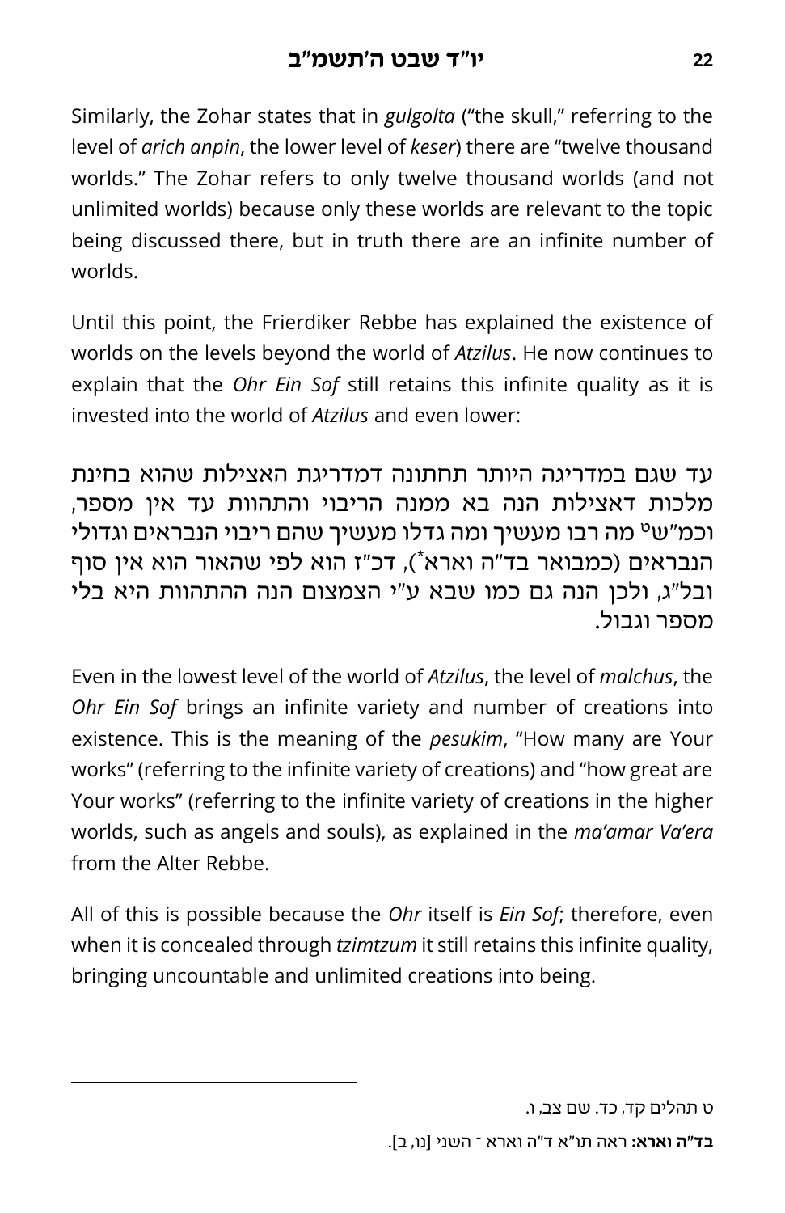Similarly, the Zohar states that in *gulgolta* ("the skull," referring to the level of *arich anpin*, the lower level of *keser*) there are "twelve thousand worlds." The Zohar refers to only twelve thousand worlds (and not unlimited worlds) because only these worlds are relevant to the topic being discussed there, but in truth there are an infinite number of worlds.

Until this point, the Frierdiker Rebbe has explained the existence of worlds on the levels beyond the world of *Atzilus*. He now continues to explain that the *Ohr Ein Sof* still retains this infinite quality as it is invested into the world of *Atzilus* and even lower:

עד שגם במדריגה היותר תחתונה דמדריגת האצילות שהוא בחינת מלכות דאצילות הנה בא ממנה הריבוי והתהוות עד אין מספר, וכמ"ש[ט] מה רבו מעשיך ומה גדלו מעשיך שהם ריבוי הנבראים וגדולי הנבראים (כמבואר בד"ה וארא[*]), דכ"ז הוא לפי שהאור הוא אין סוף ובל"ג, ולכן הנה גם כמו שבא ע"י הצמצום הנה ההתהוות היא בלי מספר וגבול.

Even in the lowest level of the world of *Atzilus*, the level of *malchus*, the *Ohr Ein Sof* brings an infinite variety and number of creations into existence. This is the meaning of the *pesukim*, "How many are Your works" (referring to the infinite variety of creations) and "how great are Your works" (referring to the infinite variety of creations in the higher worlds, such as angels and souls), as explained in the *ma'amar Va'era* from the Alter Rebbe.

All of this is possible because the *Ohr* itself is *Ein Sof*; therefore, even when it is concealed through *tzimtzum* it still retains this infinite quality, bringing uncountable and unlimited creations into being.

---

ט תהלים קד, כד. שם צב, ו.

**בד"ה וארא:** ראה תו"א ד"ה וארא - השני [נו, ב].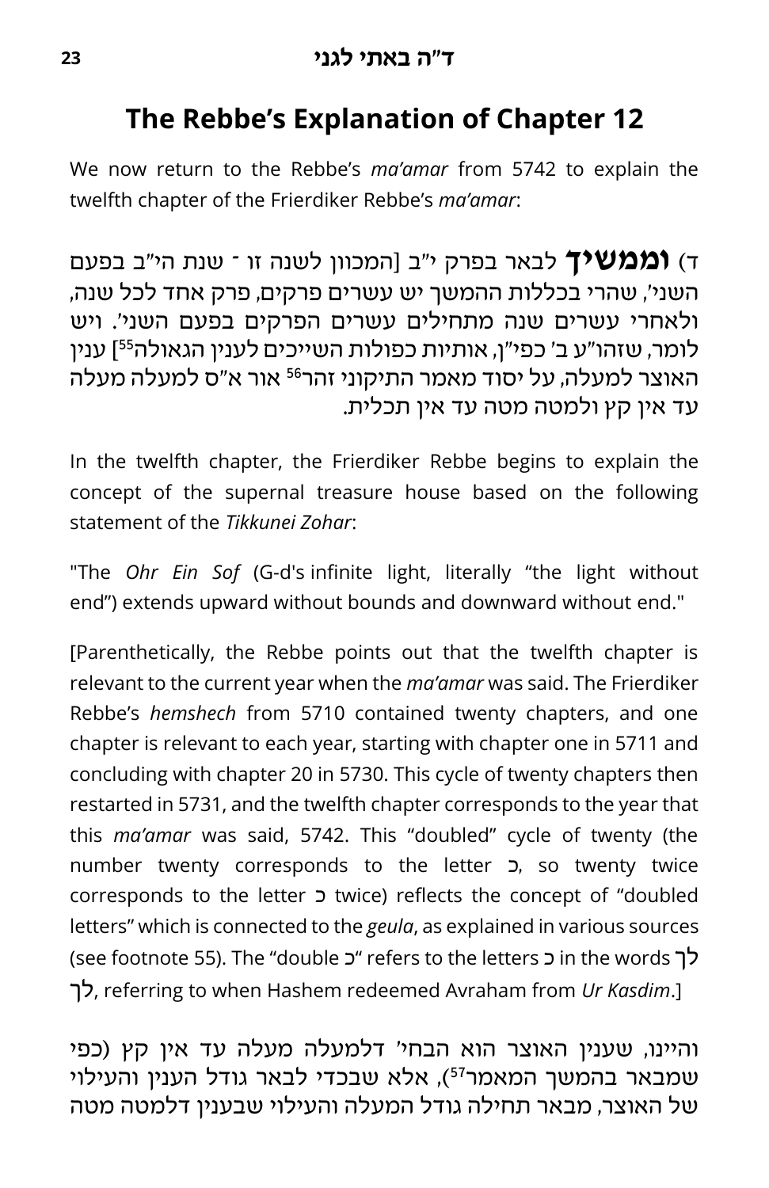## The Rebbe's Explanation of Chapter 12

We now return to the Rebbe's *ma'amar* from 5742 to explain the twelfth chapter of the Frierdiker Rebbe's *ma'amar*:

ד) **וממשיך** לבאר בפרק י"ב [המכוון לשנה זו ־ שנת הי"ב בפעם השני', שהרי בכללות ההמשך יש עשרים פרקים, פרק אחד לכל שנה, ולאחרי עשרים שנה מתחילים עשרים הפרקים בפעם השני'. ויש לומר, שזהו"ע ב' כפי"ן, אותיות כפולות השייכים לענין הגאולה[55]] ענין האוצר למעלה, על יסוד מאמר התיקוני זהר[56] אור א"ס למעלה מעלה עד אין קץ ולמטה מטה עד אין תכלית.

In the twelfth chapter, the Frierdiker Rebbe begins to explain the concept of the supernal treasure house based on the following statement of the *Tikkunei Zohar*:

"The *Ohr Ein Sof* (G-d's infinite light, literally "the light without end") extends upward without bounds and downward without end."

[Parenthetically, the Rebbe points out that the twelfth chapter is relevant to the current year when the *ma'amar* was said. The Frierdiker Rebbe's *hemshech* from 5710 contained twenty chapters, and one chapter is relevant to each year, starting with chapter one in 5711 and concluding with chapter 20 in 5730. This cycle of twenty chapters then restarted in 5731, and the twelfth chapter corresponds to the year that this *ma'amar* was said, 5742. This "doubled" cycle of twenty (the number twenty corresponds to the letter כ, so twenty twice corresponds to the letter כ twice) reflects the concept of "doubled letters" which is connected to the *geula*, as explained in various sources (see footnote 55). The "double כ" refers to the letters כ in the words לך לך, referring to when Hashem redeemed Avraham from *Ur Kasdim*.]

והיינו, שענין האוצר הוא הבחי' דלמעלה מעלה עד אין קץ (כפי שמבאר בהמשך המאמר[57]), אלא שבכדי לבאר גודל הענין והעילוי של האוצר, מבאר תחילה גודל המעלה והעילוי שבענין דלמטה מטה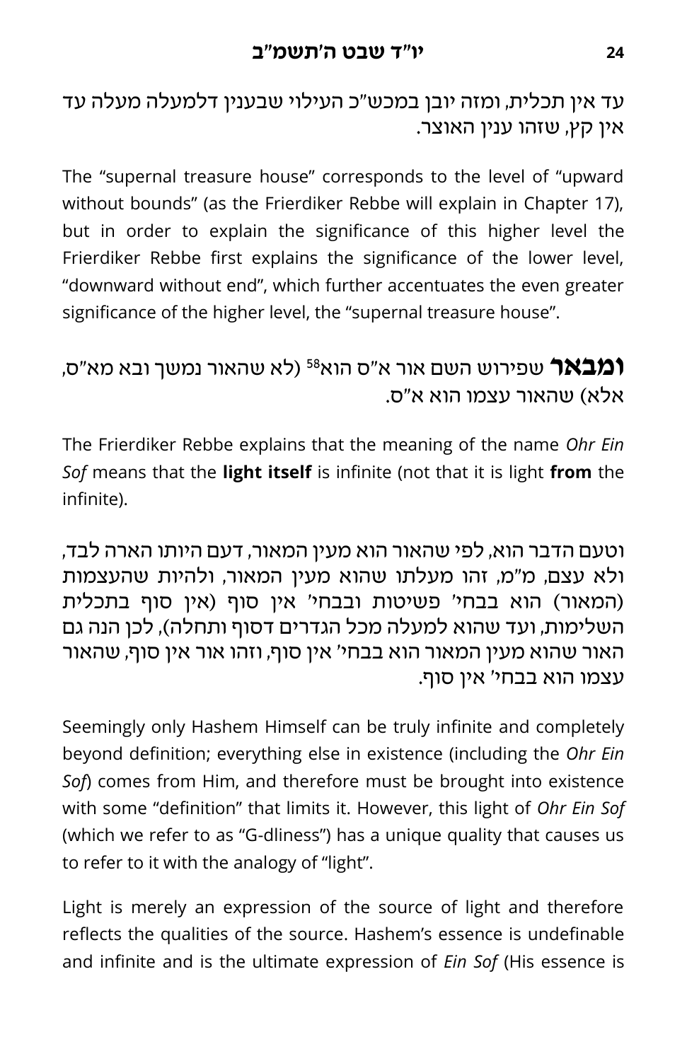עד אין תכלית, ומזה יובן במכש"כ העילוי שבענין דלמעלה מעלה עד אין קץ, שזהו ענין האוצר.

The “supernal treasure house” corresponds to the level of “upward without bounds” (as the Frierdiker Rebbe will explain in Chapter 17), but in order to explain the significance of this higher level the Frierdiker Rebbe first explains the significance of the lower level, “downward without end”, which further accentuates the even greater significance of the higher level, the “supernal treasure house”.

**ומבאר** שפירוש השם אור א"ס הוא[58] (לא שהאור נמשך ובא מא"ס, אלא) שהאור עצמו הוא א"ס.

The Frierdiker Rebbe explains that the meaning of the name *Ohr Ein Sof* means that the **light itself** is infinite (not that it is light **from** the infinite).

וטעם הדבר הוא, לפי שהאור הוא מעין המאור, דעם היותו הארה לבד, ולא עצם, מ"מ, זהו מעלתו שהוא מעין המאור, ולהיות שהעצמות (המאור) הוא בבחי' פשיטות ובבחי' אין סוף (אין סוף בתכלית השלימות, ועד שהוא למעלה מכל הגדרים דסוף ותחלה), לכן הנה גם האור שהוא מעין המאור הוא בבחי' אין סוף, וזהו אור אין סוף, שהאור עצמו הוא בבחי' אין סוף.

Seemingly only Hashem Himself can be truly infinite and completely beyond definition; everything else in existence (including the *Ohr Ein Sof*) comes from Him, and therefore must be brought into existence with some “definition” that limits it. However, this light of *Ohr Ein Sof* (which we refer to as “G-dliness”) has a unique quality that causes us to refer to it with the analogy of “light”.

Light is merely an expression of the source of light and therefore reflects the qualities of the source. Hashem’s essence is undefinable and infinite and is the ultimate expression of *Ein Sof* (His essence is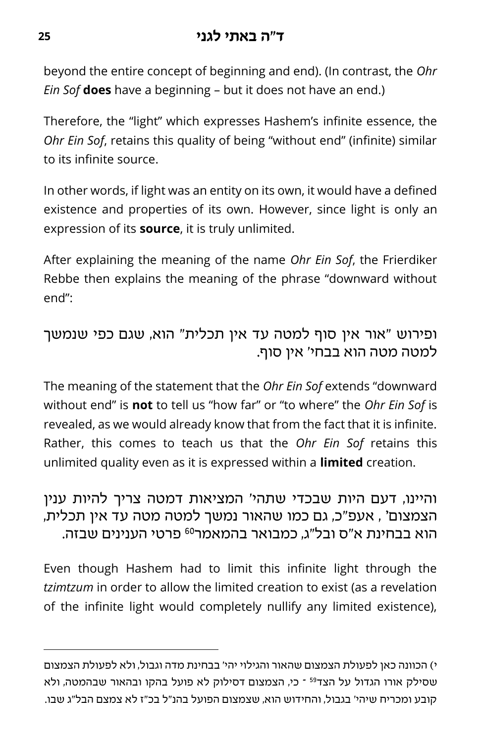beyond the entire concept of beginning and end). (In contrast, the *Ohr Ein Sof* **does** have a beginning – but it does not have an end.)

Therefore, the "light" which expresses Hashem's infinite essence, the *Ohr Ein Sof*, retains this quality of being "without end" (infinite) similar to its infinite source.

In other words, if light was an entity on its own, it would have a defined existence and properties of its own. However, since light is only an expression of its **source**, it is truly unlimited.

After explaining the meaning of the name *Ohr Ein Sof*, the Frierdiker Rebbe then explains the meaning of the phrase "downward without end":

ופירוש "אור אין סוף למטה עד אין תכלית" הוא, שגם כפי שנמשך למטה מטה הוא בבחי' אין סוף.

The meaning of the statement that the *Ohr Ein Sof* extends "downward without end" is **not** to tell us "how far" or "to where" the *Ohr Ein Sof* is revealed, as we would already know that from the fact that it is infinite. Rather, this comes to teach us that the *Ohr Ein Sof* retains this unlimited quality even as it is expressed within a **limited** creation.

והיינו, דעם היות שבכדי שתהי' המציאות דמטה צריך להיות ענין הצמצום' , אעפ"כ, גם כמו שהאור נמשך למטה מטה עד אין תכלית, הוא בבחינת א"ס ובל"ג, כמבואר בהמאמר[60] פרטי הענינים שבזה.

Even though Hashem had to limit this infinite light through the *tzimtzum* in order to allow the limited creation to exist (as a revelation of the infinite light would completely nullify any limited existence),

---

י) הכוונה כאן לפעולת הצמצום שהאור והגילוי יהי' בבחינת מדה וגבול, ולא לפעולת הצמצום שסילק אורו הגדול על הצד[59] - כי, הצמצום דסילוק לא פועל בהקו ובהאור שבהמטה, ולא קובע ומכריח שיהי' בגבול, והחידוש הוא, שצמצום הפועל בהנ"ל בכ"ז לא צמצם הבל"ג שבו.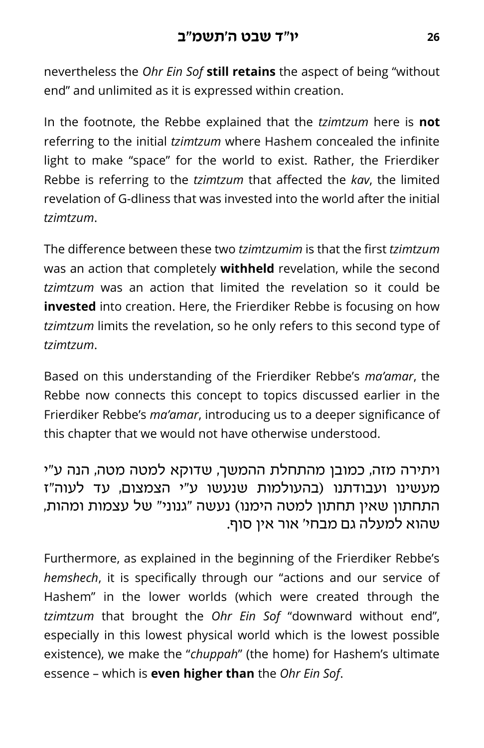nevertheless the *Ohr Ein Sof* **still retains** the aspect of being "without end" and unlimited as it is expressed within creation.

In the footnote, the Rebbe explained that the *tzimtzum* here is **not** referring to the initial *tzimtzum* where Hashem concealed the infinite light to make "space" for the world to exist. Rather, the Frierdiker Rebbe is referring to the *tzimtzum* that affected the *kav*, the limited revelation of G-dliness that was invested into the world after the initial *tzimtzum*.

The difference between these two *tzimtzumim* is that the first *tzimtzum* was an action that completely **withheld** revelation, while the second *tzimtzum* was an action that limited the revelation so it could be **invested** into creation. Here, the Frierdiker Rebbe is focusing on how *tzimtzum* limits the revelation, so he only refers to this second type of *tzimtzum*.

Based on this understanding of the Frierdiker Rebbe's *ma'amar*, the Rebbe now connects this concept to topics discussed earlier in the Frierdiker Rebbe's *ma'amar*, introducing us to a deeper significance of this chapter that we would not have otherwise understood.

ויתירה מזה, כמובן מהתחלת ההמשך, שדוקא למטה מטה, הנה ע"י מעשינו ועבודתנו (בהעולמות שנעשו ע"י הצמצום, עד לעוה"ז התחתון שאין תחתון למטה הימנו) נעשה "גנוני" של עצמות ומהות, שהוא למעלה גם מבחי' אור אין סוף.

Furthermore, as explained in the beginning of the Frierdiker Rebbe's *hemshech*, it is specifically through our "actions and our service of Hashem" in the lower worlds (which were created through the *tzimtzum* that brought the *Ohr Ein Sof* "downward without end", especially in this lowest physical world which is the lowest possible existence), we make the "*chuppah*" (the home) for Hashem's ultimate essence – which is **even higher than** the *Ohr Ein Sof*.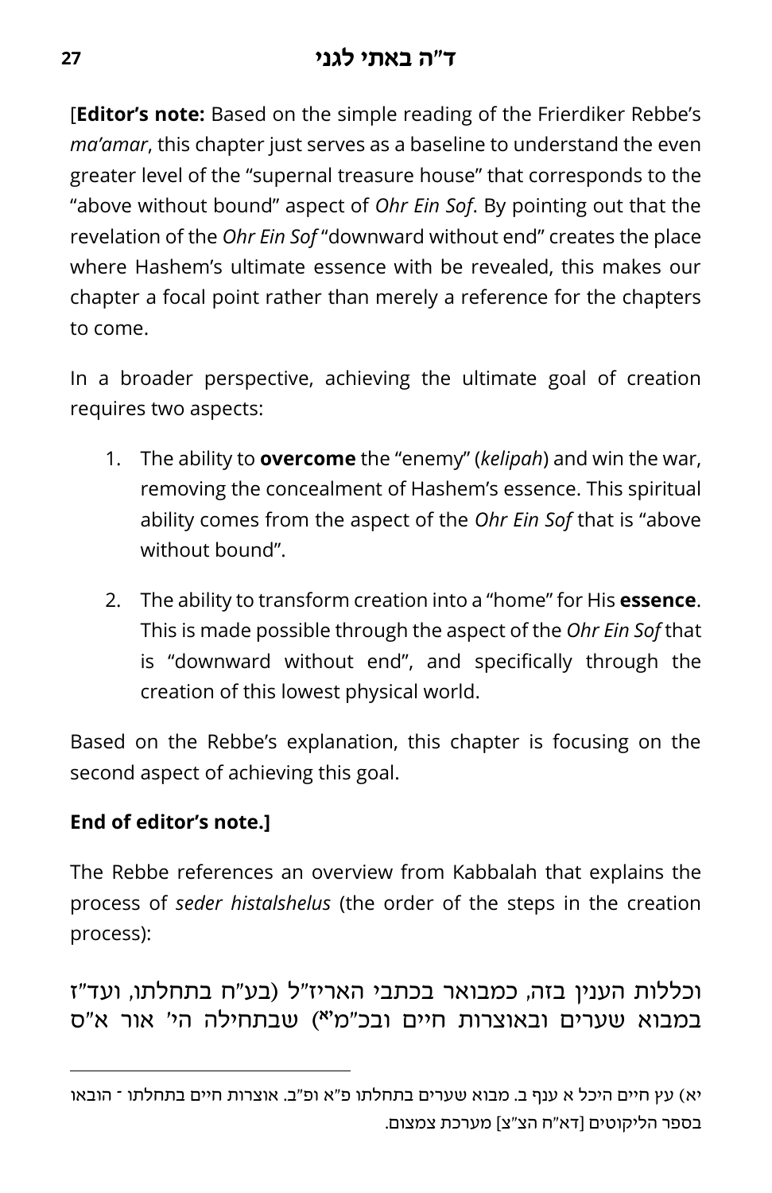[**Editor's note:** Based on the simple reading of the Frierdiker Rebbe's *ma'amar*, this chapter just serves as a baseline to understand the even greater level of the "supernal treasure house" that corresponds to the "above without bound" aspect of *Ohr Ein Sof*. By pointing out that the revelation of the *Ohr Ein Sof* "downward without end" creates the place where Hashem's ultimate essence with be revealed, this makes our chapter a focal point rather than merely a reference for the chapters to come.

In a broader perspective, achieving the ultimate goal of creation requires two aspects:

1. The ability to **overcome** the "enemy" (*kelipah*) and win the war, removing the concealment of Hashem's essence. This spiritual ability comes from the aspect of the *Ohr Ein Sof* that is "above without bound".
2. The ability to transform creation into a "home" for His **essence**. This is made possible through the aspect of the *Ohr Ein Sof* that is "downward without end", and specifically through the creation of this lowest physical world.

Based on the Rebbe's explanation, this chapter is focusing on the second aspect of achieving this goal.

**End of editor's note.]**

The Rebbe references an overview from Kabbalah that explains the process of *seder histalshelus* (the order of the steps in the creation process):

וכללות הענין בזה, כמבואר בכתבי האריז"ל (בע"ח בתחלתו, ועד"ז במבוא שערים ובאוצרות חיים ובכ"מ[יא]) שבתחילה הי' אור א"ס

---

יא) עץ חיים היכל א ענף ב. מבוא שערים בתחלתו פ"א ופ"ב. אוצרות חיים בתחלתו ־ הובאו בספר הליקוטים [דא"ח הצ"צ] מערכת צמצום.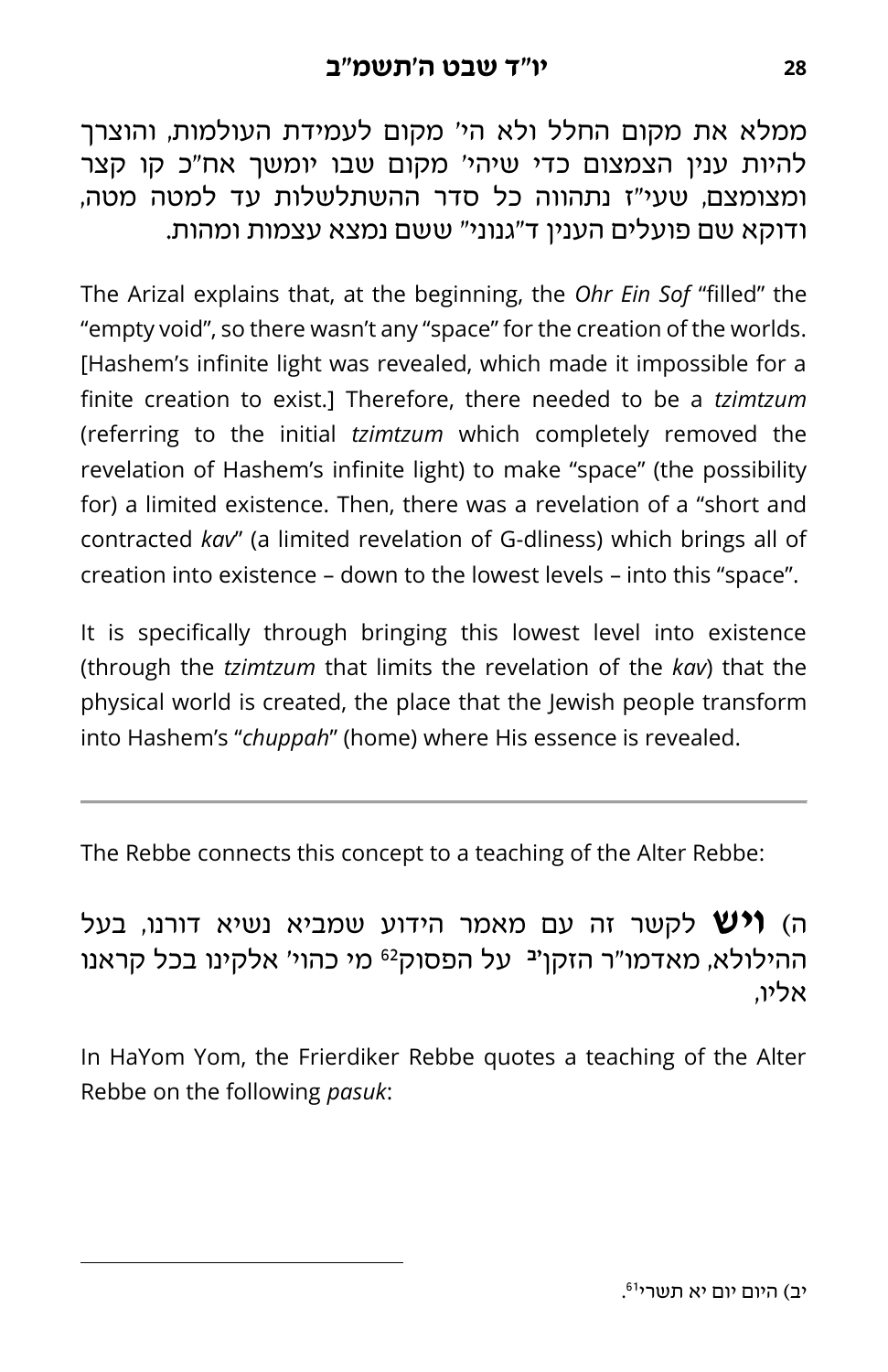ממלא את מקום החלל ולא הי' מקום לעמידת העולמות, והוצרך להיות ענין הצמצום כדי שיהי' מקום שבו יומשך אח"כ קו קצר ומצומצם, שעי"ז נתהווה כל סדר ההשתלשלות עד למטה מטה, ודוקא שם פועלים הענין ד"גנוני" ששם נמצא עצמות ומהות.

The Arizal explains that, at the beginning, the *Ohr Ein Sof* "filled" the "empty void", so there wasn't any "space" for the creation of the worlds. [Hashem's infinite light was revealed, which made it impossible for a finite creation to exist.] Therefore, there needed to be a *tzimtzum* (referring to the initial *tzimtzum* which completely removed the revelation of Hashem's infinite light) to make "space" (the possibility for) a limited existence. Then, there was a revelation of a "short and contracted *kav*" (a limited revelation of G-dliness) which brings all of creation into existence – down to the lowest levels – into this "space".

It is specifically through bringing this lowest level into existence (through the *tzimtzum* that limits the revelation of the *kav*) that the physical world is created, the place that the Jewish people transform into Hashem's "*chuppah*" (home) where His essence is revealed.

---

The Rebbe connects this concept to a teaching of the Alter Rebbe:

ה) **ויש** לקשר זה עם מאמר הידוע שמביא נשיא דורנו, בעל ההילולא, מאדמו"ר הזקן[יב] על הפסוק[62] מי כהוי' אלקינו בכל קראנו אליו,

In HaYom Yom, the Frierdiker Rebbe quotes a teaching of the Alter Rebbe on the following *pasuk*:

---

יב) היום יום יא תשרי[61].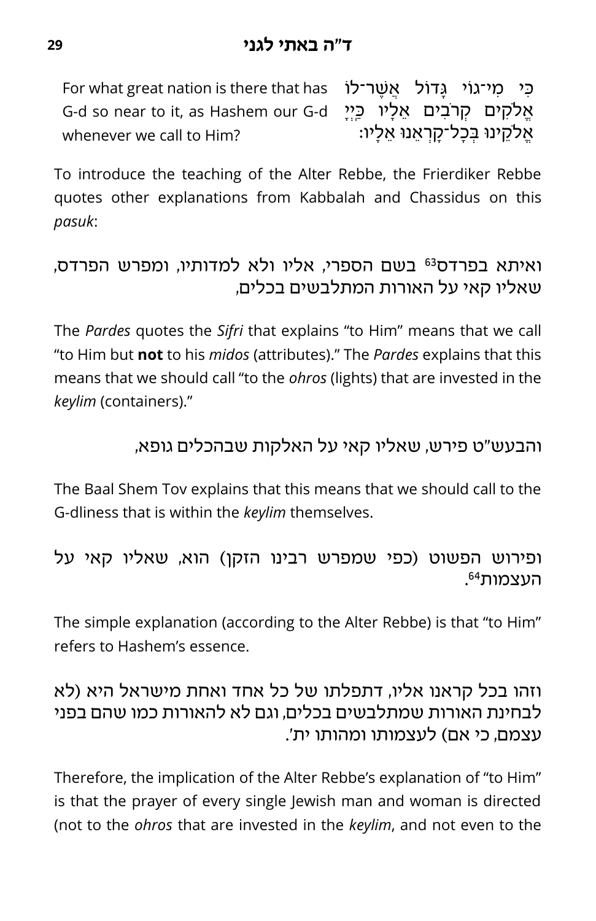For what great nation is there that has G-d so near to it, as Hashem our G-d whenever we call to Him?

כִּי מִי־גוֹי גָּדוֹל אֲשֶׁר־לוֹ אֱלֹקִים קְרֹבִים אֵלָיו כַּיְיָ אֱלֹקֵינוּ בְּכָל־קָרְאֵנוּ אֵלָיו:

To introduce the teaching of the Alter Rebbe, the Frierdiker Rebbe quotes other explanations from Kabbalah and Chassidus on this *pasuk*:

ואיתא בפרדס[63] בשם הספרי, אליו ולא למדותיו, ומפרש הפרדס, שאליו קאי על האורות המתלבשים בכלים,

The *Pardes* quotes the *Sifri* that explains "to Him" means that we call "to Him but **not** to his *midos* (attributes)." The *Pardes* explains that this means that we should call "to the *ohros* (lights) that are invested in the *keylim* (containers)."

והבעש"ט פירש, שאליו קאי על האלקות שבהכלים גופא,

The Baal Shem Tov explains that this means that we should call to the G-dliness that is within the *keylim* themselves.

ופירוש הפשוט (כפי שמפרש רבינו הזקן) הוא, שאליו קאי על העצמות[64].

The simple explanation (according to the Alter Rebbe) is that "to Him" refers to Hashem's essence.

וזהו בכל קראנו אליו, דתפלתו של כל אחד ואחת מישראל היא (לא לבחינת האורות שמתלבשים בכלים, וגם לא להאורות כמו שהם בפני עצמם, כי אם) לעצמותו ומהותו ית'.

Therefore, the implication of the Alter Rebbe's explanation of "to Him" is that the prayer of every single Jewish man and woman is directed (not to the *ohros* that are invested in the *keylim*, and not even to the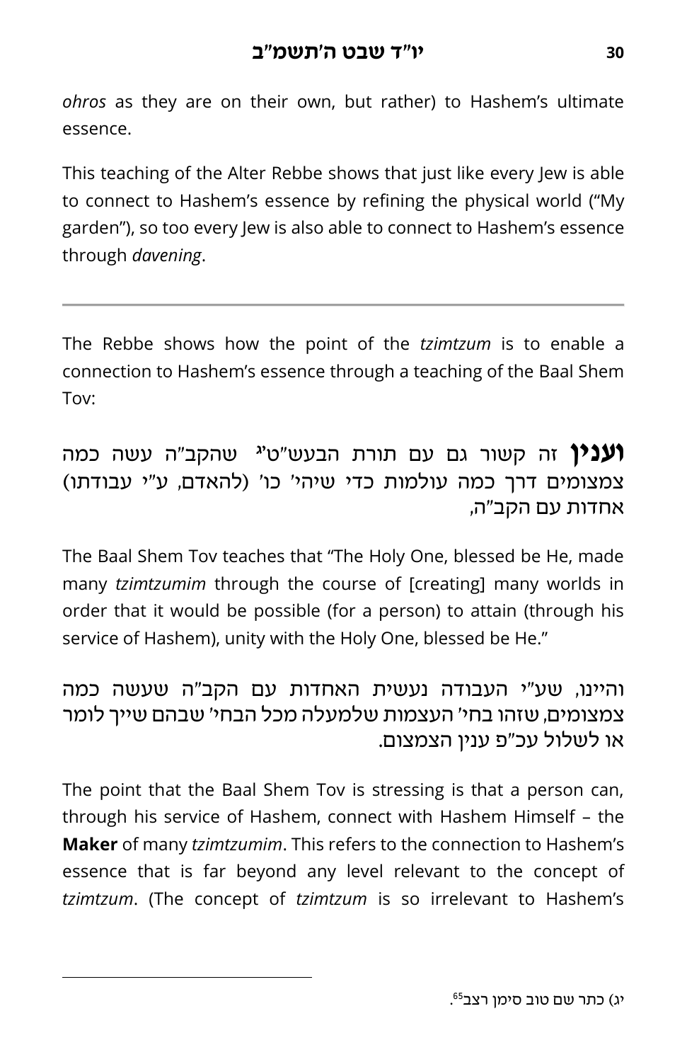*ohros* as they are on their own, but rather) to Hashem's ultimate essence.

This teaching of the Alter Rebbe shows that just like every Jew is able to connect to Hashem's essence by refining the physical world ("My garden"), so too every Jew is also able to connect to Hashem's essence through *davening*.

---

The Rebbe shows how the point of the *tzimtzum* is to enable a connection to Hashem's essence through a teaching of the Baal Shem Tov:

**וענין** זה קשור גם עם תורת הבעש"ט[יג] שהקב"ה עשה כמה צמצומים דרך כמה עולמות כדי שיהי' כו' (להאדם, ע"י עבודתו) אחדות עם הקב"ה,

The Baal Shem Tov teaches that "The Holy One, blessed be He, made many *tzimtzumim* through the course of [creating] many worlds in order that it would be possible (for a person) to attain (through his service of Hashem), unity with the Holy One, blessed be He."

והיינו, שע"י העבודה נעשית האחדות עם הקב"ה שעשה כמה צמצומים, שזהו בחי' העצמות שלמעלה מכל הבחי' שבהם שייך לומר או לשלול עכ"פ ענין הצמצום.

The point that the Baal Shem Tov is stressing is that a person can, through his service of Hashem, connect with Hashem Himself – the **Maker** of many *tzimtzumim*. This refers to the connection to Hashem's essence that is far beyond any level relevant to the concept of *tzimtzum*. (The concept of *tzimtzum* is so irrelevant to Hashem's

---

יג) כתר שם טוב סימן רצב[65].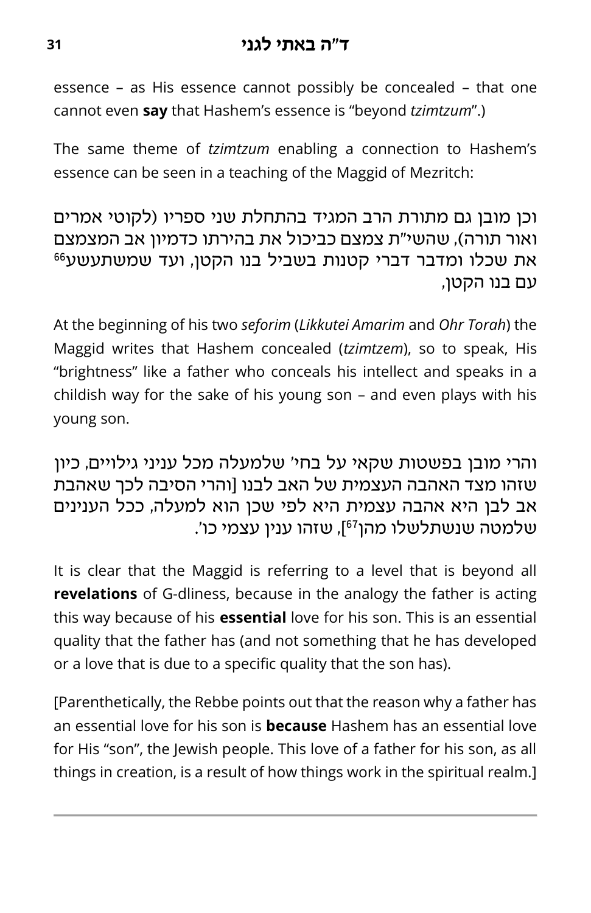essence – as His essence cannot possibly be concealed – that one cannot even **say** that Hashem's essence is "beyond *tzimtzum*".)

The same theme of *tzimtzum* enabling a connection to Hashem's essence can be seen in a teaching of the Maggid of Mezritch:

וכן מובן גם מתורת הרב המגיד בהתחלת שני ספריו (לקוטי אמרים ואור תורה), שהשי"ת צמצם כביכול את בהירתו כדמיון אב המצמצם את שכלו ומדבר דברי קטנות בשביל בנו הקטן, ועד שמשתעשע[66] עם בנו הקטן,

At the beginning of his two *seforim* (*Likkutei Amarim* and *Ohr Torah*) the Maggid writes that Hashem concealed (*tzimtzem*), so to speak, His "brightness" like a father who conceals his intellect and speaks in a childish way for the sake of his young son – and even plays with his young son.

והרי מובן בפשטות שקאי על בחי' שלמעלה מכל עניני גילויים, כיון שזהו מצד האהבה העצמית של האב לבנו [והרי הסיבה לכך שאהבת אב לבן היא אהבה עצמית היא לפי שכן הוא למעלה, ככל הענינים שלמטה שנשתלשלו מהן[67]], שזהו ענין עצמי כו'.

It is clear that the Maggid is referring to a level that is beyond all **revelations** of G-dliness, because in the analogy the father is acting this way because of his **essential** love for his son. This is an essential quality that the father has (and not something that he has developed or a love that is due to a specific quality that the son has).

[Parenthetically, the Rebbe points out that the reason why a father has an essential love for his son is **because** Hashem has an essential love for His "son", the Jewish people. This love of a father for his son, as all things in creation, is a result of how things work in the spiritual realm.]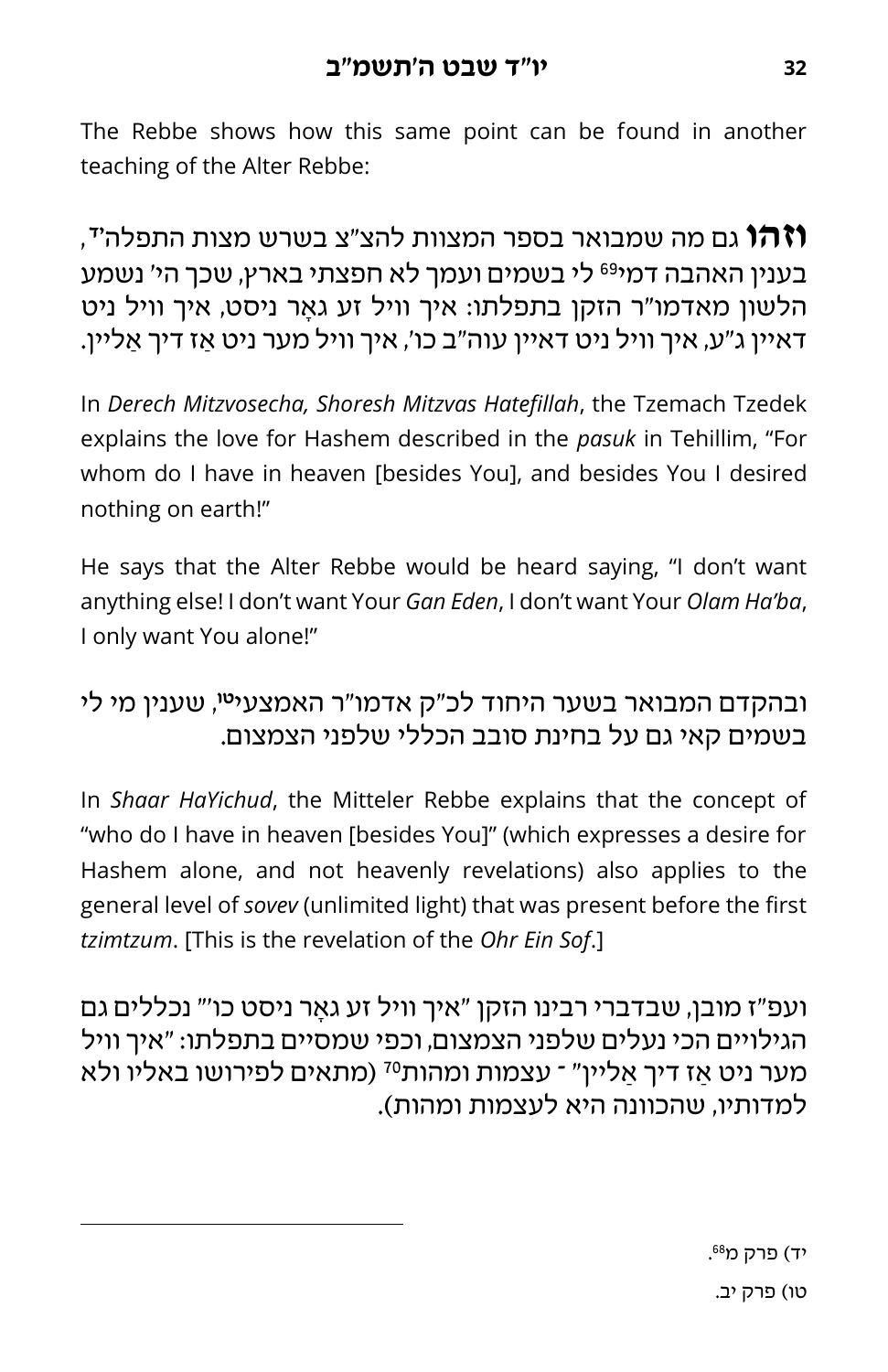The Rebbe shows how this same point can be found in another teaching of the Alter Rebbe:

**וזהו** גם מה שמבואר בספר המצוות להצ"צ בשרש מצות התפלה[יד], בענין האהבה דמי[69] לי בשמים ועמך לא חפצתי בארץ, שכך הי' נשמע הלשון מאדמו"ר הזקן בתפלתו: איך וויל זע גאָר ניסט, איך וויל ניט דאיין ג"ע, איך וויל ניט דאיין עוה"ב כו', איך וויל מער ניט אַז דיך אַליין.

In *Derech Mitzvosecha, Shoresh Mitzvas Hatefillah*, the Tzemach Tzedek explains the love for Hashem described in the *pasuk* in Tehillim, "For whom do I have in heaven [besides You], and besides You I desired nothing on earth!"

He says that the Alter Rebbe would be heard saying, "I don't want anything else! I don't want Your *Gan Eden*, I don't want Your *Olam Ha'ba*, I only want You alone!"

ובהקדם המבואר בשער היחוד לכ"ק אדמו"ר האמצעי[טו], שענין מי לי בשמים קאי גם על בחינת סובב הכללי שלפני הצמצום.

In *Shaar HaYichud*, the Mitteler Rebbe explains that the concept of "who do I have in heaven [besides You]" (which expresses a desire for Hashem alone, and not heavenly revelations) also applies to the general level of *sovev* (unlimited light) that was present before the first *tzimtzum*. [This is the revelation of the *Ohr Ein Sof*.]

ועפ"ז מובן, שבדברי רבינו הזקן "איך וויל זע גאָר ניסט כו'" נכללים גם הגילויים הכי נעלים שלפני הצמצום, וכפי שמסיים בתפלתו: "איך וויל מער ניט אַז דיך אַליין" - עצמות ומהות[70] (מתאים לפירושו באליו ולא למדותיו, שהכוונה היא לעצמות ומהות).

---

יד) פרק מ[68].

טו) פרק יב.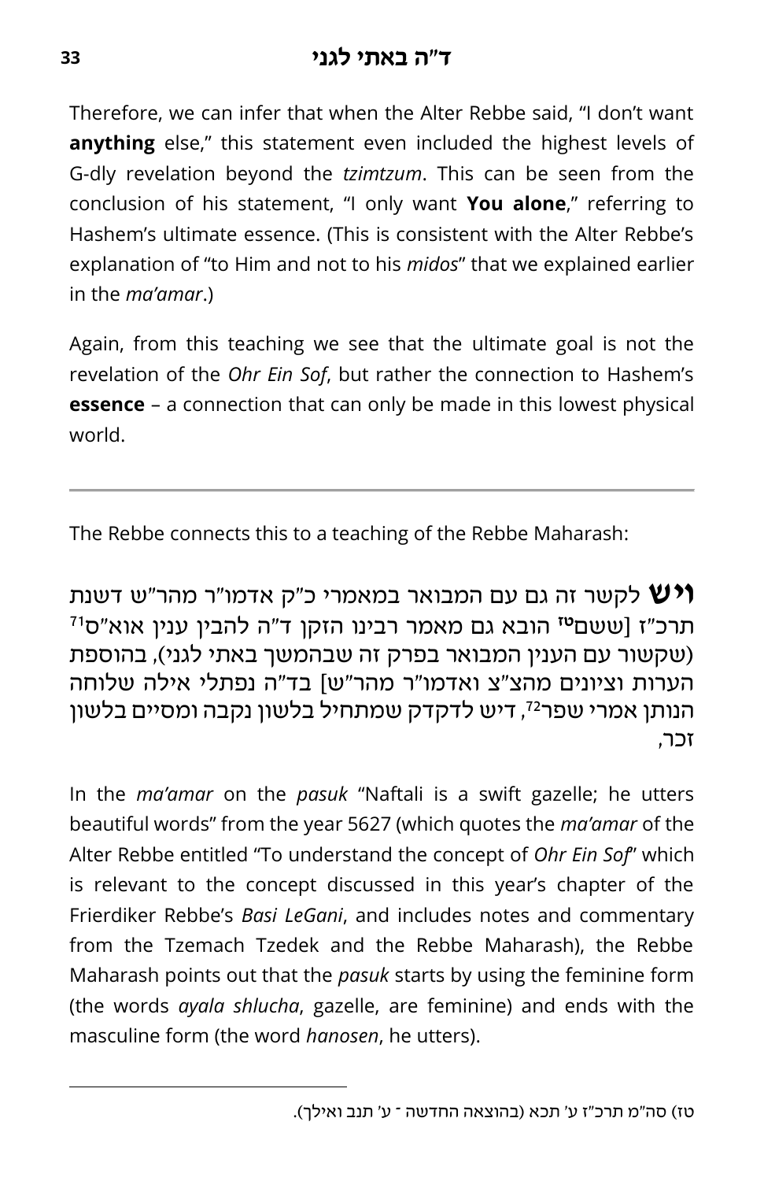Therefore, we can infer that when the Alter Rebbe said, "I don't want **anything** else," this statement even included the highest levels of G-dly revelation beyond the *tzimtzum*. This can be seen from the conclusion of his statement, "I only want **You alone**," referring to Hashem's ultimate essence. (This is consistent with the Alter Rebbe's explanation of "to Him and not to his *midos*" that we explained earlier in the *ma'amar*.)

Again, from this teaching we see that the ultimate goal is not the revelation of the *Ohr Ein Sof*, but rather the connection to Hashem's **essence** – a connection that can only be made in this lowest physical world.

---

The Rebbe connects this to a teaching of the Rebbe Maharash:

**ויש** לקשר זה גם עם המבואר במאמרי כ"ק אדמו"ר מהר"ש דשנת תרכ"ז [ששם[טז] הובא גם מאמר רבינו הזקן ד"ה להבין ענין אוא"ס[71] (שקשור עם הענין המבואר בפרק זה שבהמשך באתי לגני), בהוספת הערות וציונים מהצ"צ ואדמו"ר מהר"ש] בד"ה נפתלי אילה שלוחה הנותן אמרי שפר[72], דיש לדקדק שמתחיל בלשון נקבה ומסיים בלשון זכר,

In the *ma'amar* on the *pasuk* "Naftali is a swift gazelle; he utters beautiful words" from the year 5627 (which quotes the *ma'amar* of the Alter Rebbe entitled "To understand the concept of *Ohr Ein Sof*" which is relevant to the concept discussed in this year's chapter of the Frierdiker Rebbe's *Basi LeGani*, and includes notes and commentary from the Tzemach Tzedek and the Rebbe Maharash), the Rebbe Maharash points out that the *pasuk* starts by using the feminine form (the words *ayala shlucha*, gazelle, are feminine) and ends with the masculine form (the word *hanosen*, he utters).

---

טז) סה"מ תרכ"ז ע' תכא (בהוצאה החדשה - ע' תנב ואילך).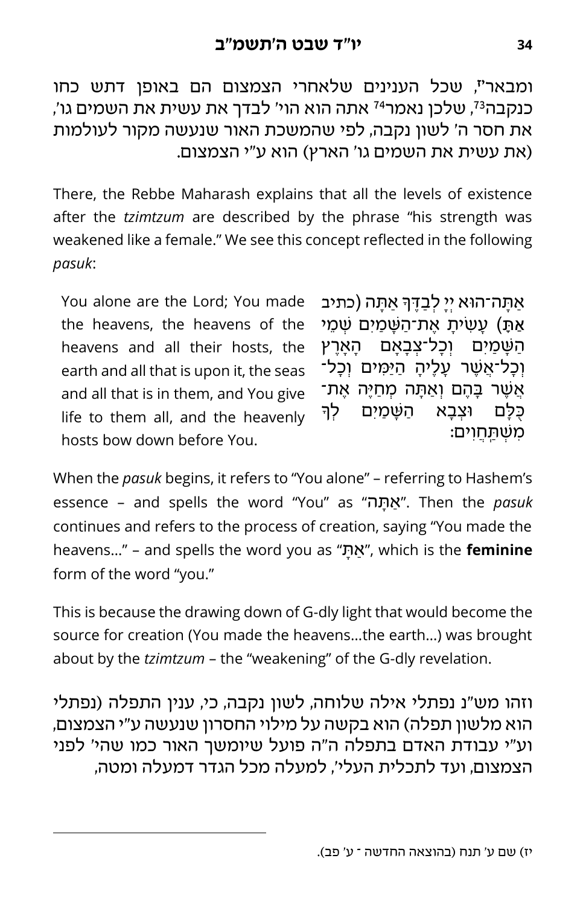ומבאר[יז], שכל הענינים שלאחרי הצמצום הם באופן דתש כחו כנקבה[73], שלכן נאמר[74] אתה הוא הוי' לבדך את עשית את השמים גו', את חסר ה' לשון נקבה, לפי שהמשכת האור שנעשה מקור לעולמות (את עשית את השמים גו' הארץ) הוא ע"י הצמצום.

There, the Rebbe Maharash explains that all the levels of existence after the *tzimtzum* are described by the phrase "his strength was weakened like a female." We see this concept reflected in the following *pasuk*:

| You alone are the Lord; You made the heavens, the heavens of the heavens and all their hosts, the earth and all that is upon it, the seas and all that is in them, and You give life to them all, and the heavenly hosts bow down before You. | אַתָּה־הוּא יְיָ לְבַדֶּךָ אַתָּה (כתיב אַתָּ) עָשִׂיתָ אֶת־הַשָּׁמַיִם שְׁמֵי הַשָּׁמַיִם וְכָל־צְבָאָם הָאָרֶץ וְכָל־אֲשֶׁר עָלֶיהָ הַיַּמִּים וְכָל־אֲשֶׁר בָּהֶם וְאַתָּה מְחַיֶּה אֶת־כֻּלָּם וּצְבָא הַשָּׁמַיִם לְךָ מִשְׁתַּחֲוִים: |
|---|---|

When the *pasuk* begins, it refers to "You alone" – referring to Hashem's essence – and spells the word "You" as "אַתָּה". Then the *pasuk* continues and refers to the process of creation, saying "You made the heavens…" – and spells the word you as "אַתָּ", which is the **feminine** form of the word "you."

This is because the drawing down of G-dly light that would become the source for creation (You made the heavens…the earth…) was brought about by the *tzimtzum* – the "weakening" of the G-dly revelation.

וזהו מש"נ נפתלי אילה שלוחה, לשון נקבה, כי, ענין התפלה (נפתלי הוא מלשון תפלה) הוא בקשה על מילוי החסרון שנעשה ע"י הצמצום, וע"י עבודת האדם בתפלה ה"ה פועל שיומשך האור כמו שהי' לפני הצמצום, ועד לתכלית העלי', למעלה מכל הגדר דמעלה ומטה,

---

יז) שם ע' תנח (בהוצאה החדשה ־ ע' פב).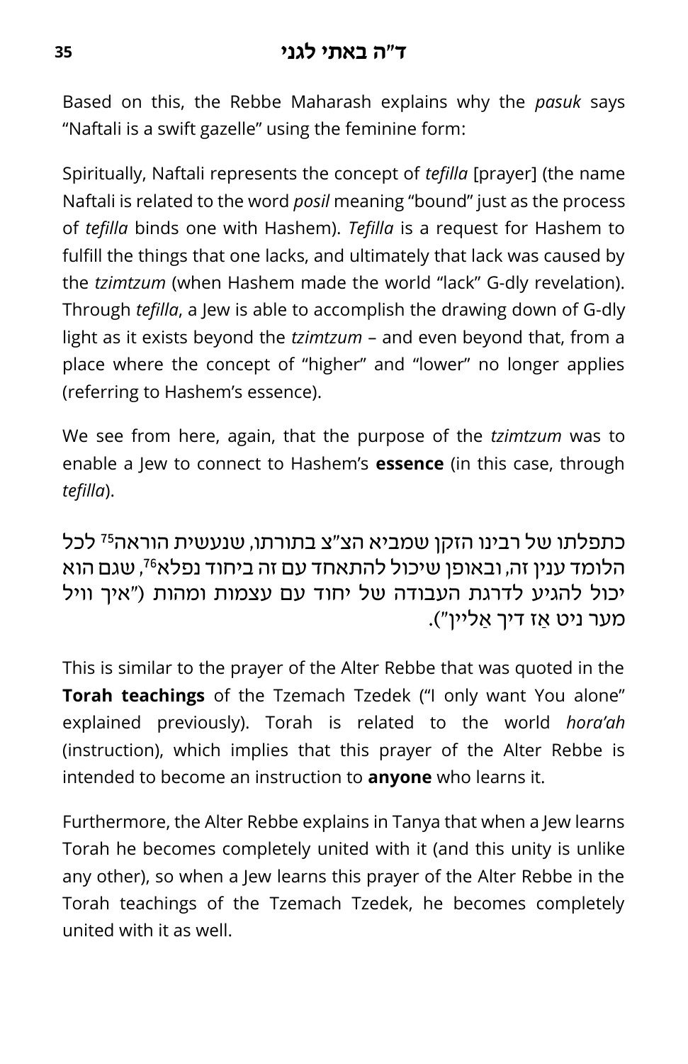Based on this, the Rebbe Maharash explains why the *pasuk* says "Naftali is a swift gazelle" using the feminine form:

Spiritually, Naftali represents the concept of *tefilla* [prayer] (the name Naftali is related to the word *posil* meaning "bound" just as the process of *tefilla* binds one with Hashem). *Tefilla* is a request for Hashem to fulfill the things that one lacks, and ultimately that lack was caused by the *tzimtzum* (when Hashem made the world "lack" G-dly revelation). Through *tefilla*, a Jew is able to accomplish the drawing down of G-dly light as it exists beyond the *tzimtzum* – and even beyond that, from a place where the concept of "higher" and "lower" no longer applies (referring to Hashem's essence).

We see from here, again, that the purpose of the *tzimtzum* was to enable a Jew to connect to Hashem's **essence** (in this case, through *tefilla*).

כתפלתו של רבינו הזקן שמביא הצ"צ בתורתו, שנעשית הוראה[75] לכל הלומד ענין זה, ובאופן שיכול להתאחד עם זה ביחוד נפלא[76], שגם הוא יכול להגיע לדרגת העבודה של יחוד עם עצמות ומהות ("איך וויל מער ניט אַז דיך אַליין").

This is similar to the prayer of the Alter Rebbe that was quoted in the **Torah teachings** of the Tzemach Tzedek ("I only want You alone" explained previously). Torah is related to the world *hora'ah* (instruction), which implies that this prayer of the Alter Rebbe is intended to become an instruction to **anyone** who learns it.

Furthermore, the Alter Rebbe explains in Tanya that when a Jew learns Torah he becomes completely united with it (and this unity is unlike any other), so when a Jew learns this prayer of the Alter Rebbe in the Torah teachings of the Tzemach Tzedek, he becomes completely united with it as well.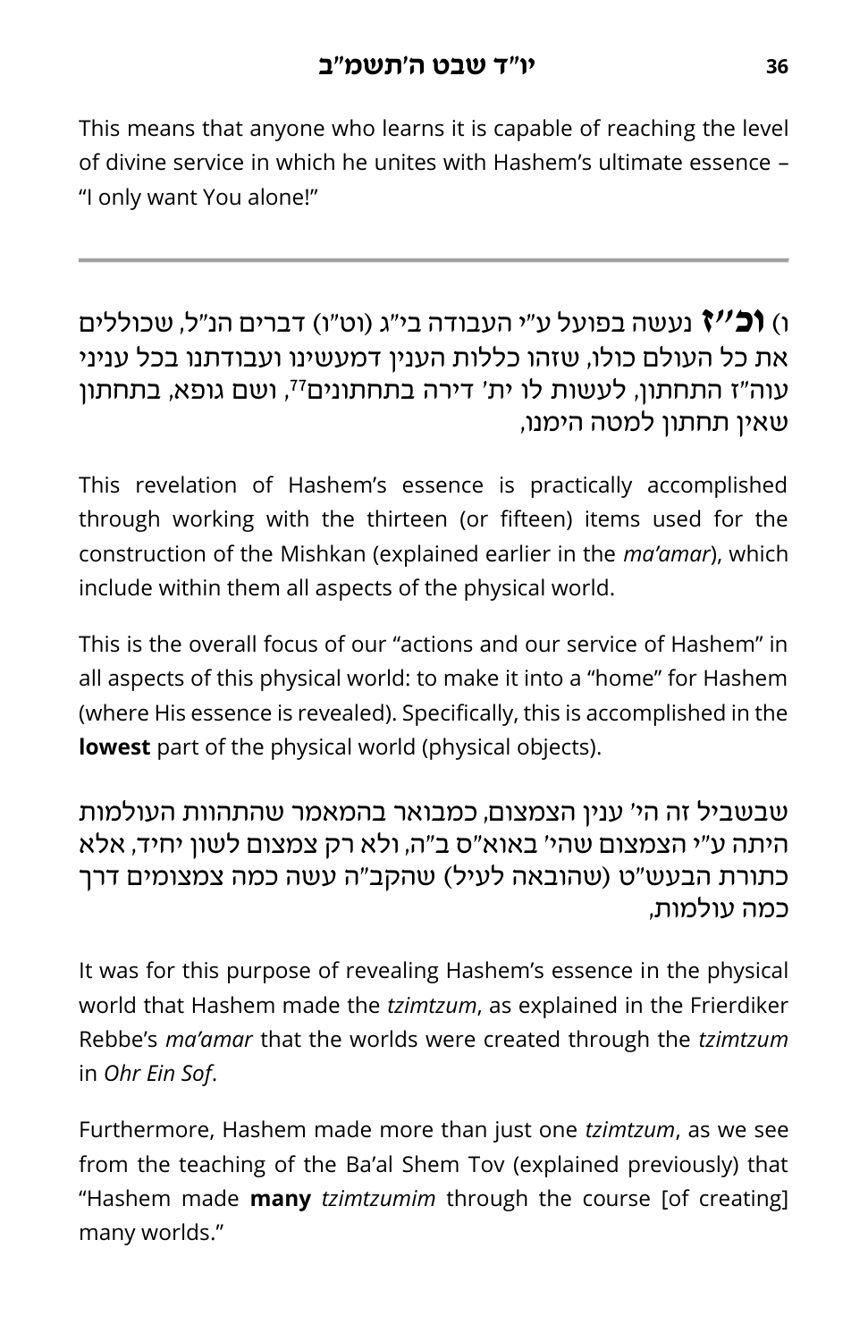This means that anyone who learns it is capable of reaching the level of divine service in which he unites with Hashem's ultimate essence – "I only want You alone!"

---

ו) **וכ"ז** נעשה בפועל ע"י העבודה בי"ג (וט"ו) דברים הנ"ל, שכוללים את כל העולם כולו, שזהו כללות הענין דמעשינו ועבודתנו בכל עניני עוה"ז התחתון, לעשות לו ית' דירה בתחתונים[77], ושם גופא, בתחתון שאין תחתון למטה הימנו,

This revelation of Hashem's essence is practically accomplished through working with the thirteen (or fifteen) items used for the construction of the Mishkan (explained earlier in the *ma'amar*), which include within them all aspects of the physical world.

This is the overall focus of our "actions and our service of Hashem" in all aspects of this physical world: to make it into a "home" for Hashem (where His essence is revealed). Specifically, this is accomplished in the **lowest** part of the physical world (physical objects).

שבשביל זה הי' ענין הצמצום, כמבואר בהמאמר שהתהוות העולמות היתה ע"י הצמצום שהי' באוא"ס ב"ה, ולא רק צמצום לשון יחיד, אלא כתורת הבעש"ט (שהובאה לעיל) שהקב"ה עשה כמה צמצומים דרך כמה עולמות,

It was for this purpose of revealing Hashem's essence in the physical world that Hashem made the *tzimtzum*, as explained in the Frierdiker Rebbe's *ma'amar* that the worlds were created through the *tzimtzum* in *Ohr Ein Sof*.

Furthermore, Hashem made more than just one *tzimtzum*, as we see from the teaching of the Ba'al Shem Tov (explained previously) that "Hashem made **many** *tzimtzumim* through the course [of creating] many worlds."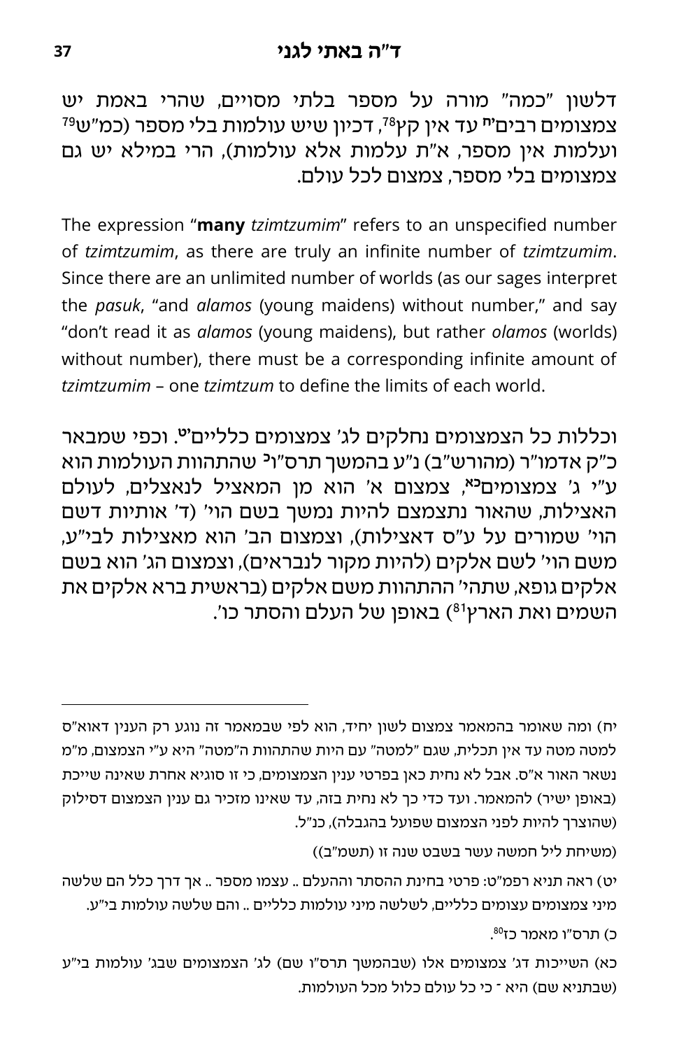דלשון "כמה" מורה על מספר בלתי מסויים, שהרי באמת יש צמצומים רבים[יח] עד אין קץ[78], דכיון שיש עולמות בלי מספר (כמ"ש[79] ועלמות אין מספר, א"ת עלמות אלא עולמות), הרי במילא יש גם צמצומים בלי מספר, צמצום לכל עולם.

The expression "**many** *tzimtzumim*" refers to an unspecified number of *tzimtzumim*, as there are truly an infinite number of *tzimtzumim*. Since there are an unlimited number of worlds (as our sages interpret the *pasuk*, "and *alamos* (young maidens) without number," and say "don't read it as *alamos* (young maidens), but rather *olamos* (worlds) without number), there must be a corresponding infinite amount of *tzimtzumim* – one *tzimtzum* to define the limits of each world.

וכללות כל הצמצומים נחלקים לג' צמצומים כלליים[יט]. וכפי שמבאר כ"ק אדמו"ר (מהורש"ב) נ"ע בהמשך תרס"ו[כ] שהתהוות העולמות הוא ע"י ג' צמצומים[כא], צמצום א' הוא מן המאציל לנאצלים, לעולם האצילות, שהאור נתצמצם להיות נמשך בשם הוי' (ד' אותיות דשם הוי' שמורים על ע"ס דאצילות), וצמצום הב' הוא מאצילות לבי"ע, משם הוי' לשם אלקים (להיות מקור לנבראים), וצמצום הג' הוא בשם אלקים גופא, שתהי' ההתהוות משם אלקים (בראשית ברא אלקים את השמים ואת הארץ[81]) באופן של העלם והסתר כו'.

---

יח) ומה שאומר בהמאמר צמצום לשון יחיד, הוא לפי שבמאמר זה נוגע רק הענין דאוא"ס למטה מטה עד אין תכלית, שגם "למטה" עם היות שהתהוות ה"מטה" היא ע"י הצמצום, מ"מ נשאר האור א"ס. אבל לא נחית כאן בפרטי ענין הצמצומים, כי זו סוגיא אחרת שאינה שייכת (באופן ישיר) להמאמר. ועד כדי כך לא נחית בזה, עד שאינו מזכיר גם ענין הצמצום דסילוק (שהוצרך להיות לפני הצמצום שפועל בהגבלה), כנ"ל.

(משיחת ליל חמשה עשר בשבט שנה זו (תשמ"ב))

יט) ראה תניא רפמ"ט: פרטי בחינת ההסתר וההעלם .. עצמו מספר .. אך דרך כלל הם שלשה מיני צמצומים עצומים כלליים, לשלשה מיני עולמות כלליים .. והם שלשה עולמות בי"ע.

כ) תרס"ו מאמר כז[80].

כא) השייכות דג' צמצומים אלו (שבהמשך תרס"ו שם) לג' הצמצומים שבג' עולמות בי"ע (שבתניא שם) היא ־ כי כל עולם כלול מכל העולמות.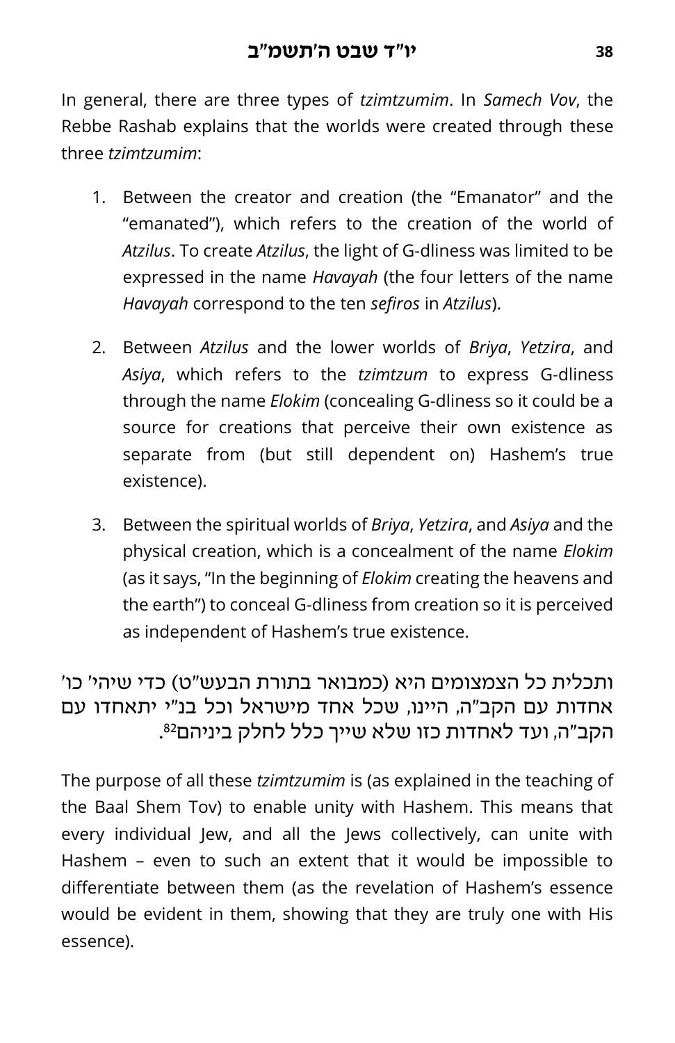In general, there are three types of *tzimtzumim*. In *Samech Vov*, the Rebbe Rashab explains that the worlds were created through these three *tzimtzumim*:

1. Between the creator and creation (the "Emanator" and the "emanated"), which refers to the creation of the world of *Atzilus*. To create *Atzilus*, the light of G-dliness was limited to be expressed in the name *Havayah* (the four letters of the name *Havayah* correspond to the ten *sefiros* in *Atzilus*).

2. Between *Atzilus* and the lower worlds of *Briya*, *Yetzira*, and *Asiya*, which refers to the *tzimtzum* to express G-dliness through the name *Elokim* (concealing G-dliness so it could be a source for creations that perceive their own existence as separate from (but still dependent on) Hashem's true existence).

3. Between the spiritual worlds of *Briya*, *Yetzira*, and *Asiya* and the physical creation, which is a concealment of the name *Elokim* (as it says, "In the beginning of *Elokim* creating the heavens and the earth") to conceal G-dliness from creation so it is perceived as independent of Hashem's true existence.

ותכלית כל הצמצומים היא (כמבואר בתורת הבעש"ט) כדי שיהי' כו' אחדות עם הקב"ה, היינו, שכל אחד מישראל וכל בנ"י יתאחדו עם הקב"ה, ועד לאחדות כזו שלא שייך כלל לחלק ביניהם[82].

The purpose of all these *tzimtzumim* is (as explained in the teaching of the Baal Shem Tov) to enable unity with Hashem. This means that every individual Jew, and all the Jews collectively, can unite with Hashem – even to such an extent that it would be impossible to differentiate between them (as the revelation of Hashem's essence would be evident in them, showing that they are truly one with His essence).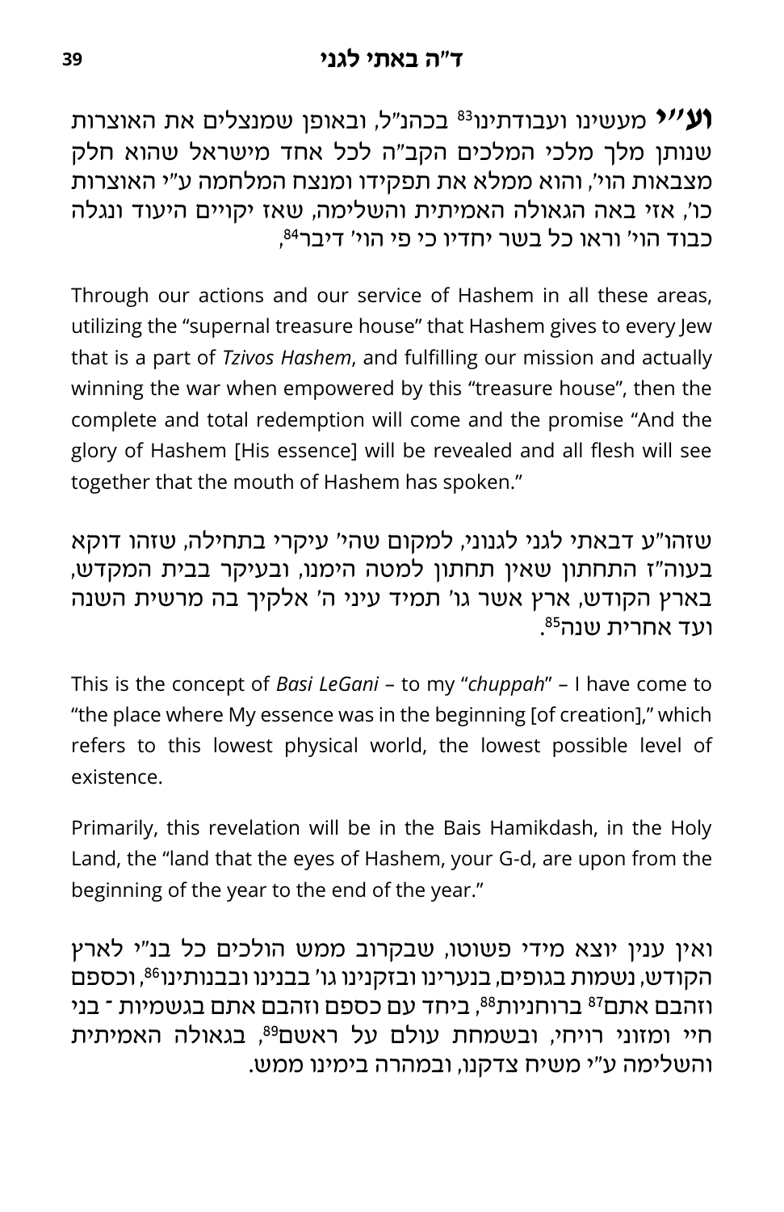**ועי"י** מעשינו ועבודתינו[83] בכהנ"ל, ובאופן שמנצלים את האוצרות שנותן מלך מלכי המלכים הקב"ה לכל אחד מישראל שהוא חלק מצבאות הוי', והוא ממלא את תפקידו ומנצח המלחמה ע"י האוצרות כו', אזי באה הגאולה האמיתית והשלימה, שאז יקויים היעוד ונגלה כבוד הוי' וראו כל בשר יחדיו כי פי הוי' דיבר[84],

Through our actions and our service of Hashem in all these areas, utilizing the "supernal treasure house" that Hashem gives to every Jew that is a part of *Tzivos Hashem*, and fulfilling our mission and actually winning the war when empowered by this "treasure house", then the complete and total redemption will come and the promise "And the glory of Hashem [His essence] will be revealed and all flesh will see together that the mouth of Hashem has spoken."

שזהו"ע דבאתי לגני לגנוני, למקום שהי' עיקרי בתחילה, שזהו דוקא בעוה"ז התחתון שאין תחתון למטה הימנו, ובעיקר בבית המקדש, בארץ הקודש, ארץ אשר גו' תמיד עיני ה' אלקיך בה מרשית השנה ועד אחרית שנה[85].

This is the concept of *Basi LeGani* – to my "*chuppah*" – I have come to "the place where My essence was in the beginning [of creation]," which refers to this lowest physical world, the lowest possible level of existence.

Primarily, this revelation will be in the Bais Hamikdash, in the Holy Land, the "land that the eyes of Hashem, your G-d, are upon from the beginning of the year to the end of the year."

ואין ענין יוצא מידי פשוטו, שבקרוב ממש הולכים כל בנ"י לארץ הקודש, נשמות בגופים, בנערינו ובזקנינו גו' בבנינו ובבנותינו[86], וכספם וזהבם אתם[87] ברוחניות[88], ביחד עם כספם וזהבם אתם בגשמיות - בני חיי ומזוני רויחי, ובשמחת עולם על ראשם[89], בגאולה האמיתית והשלימה ע"י משיח צדקנו, ובמהרה בימינו ממש.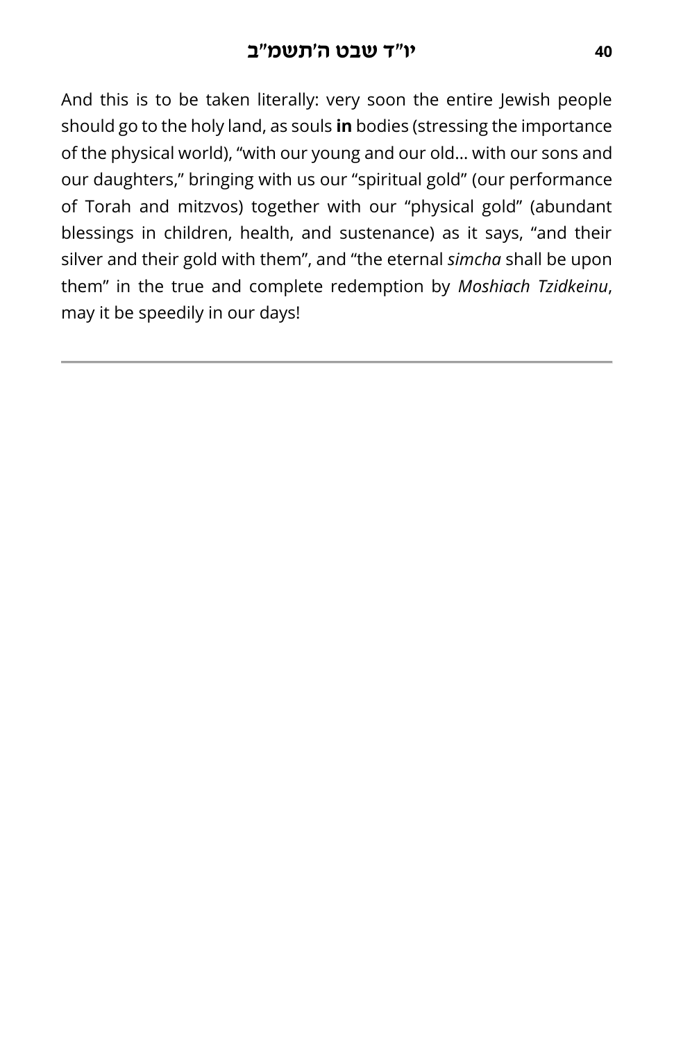And this is to be taken literally: very soon the entire Jewish people should go to the holy land, as souls **in** bodies (stressing the importance of the physical world), "with our young and our old… with our sons and our daughters," bringing with us our "spiritual gold" (our performance of Torah and mitzvos) together with our "physical gold" (abundant blessings in children, health, and sustenance) as it says, "and their silver and their gold with them", and "the eternal *simcha* shall be upon them" in the true and complete redemption by *Moshiach Tzidkeinu*, may it be speedily in our days!

---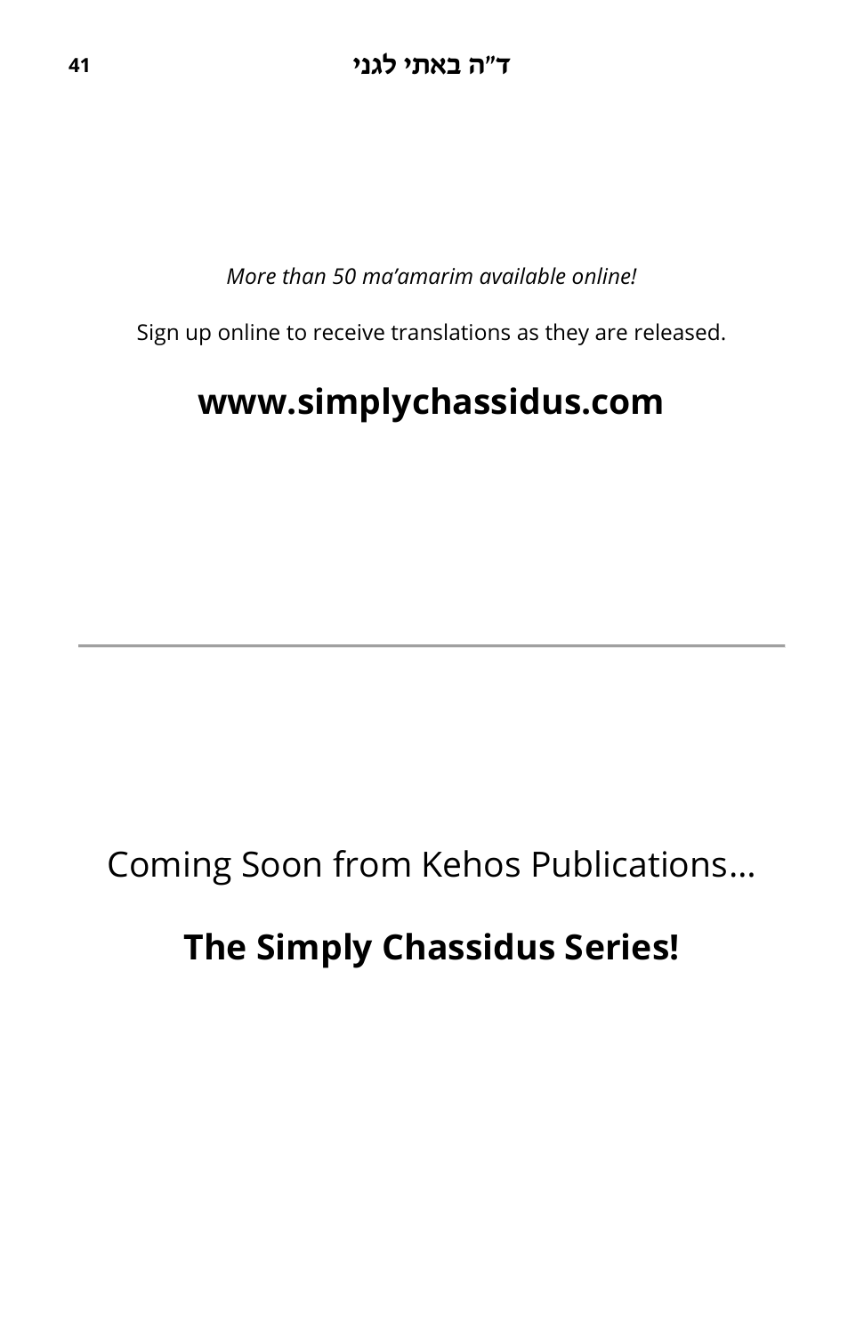*More than 50 ma'amarim available online!*

Sign up online to receive translations as they are released.

**www.simplychassidus.com**

---

Coming Soon from Kehos Publications…

**The Simply Chassidus Series!**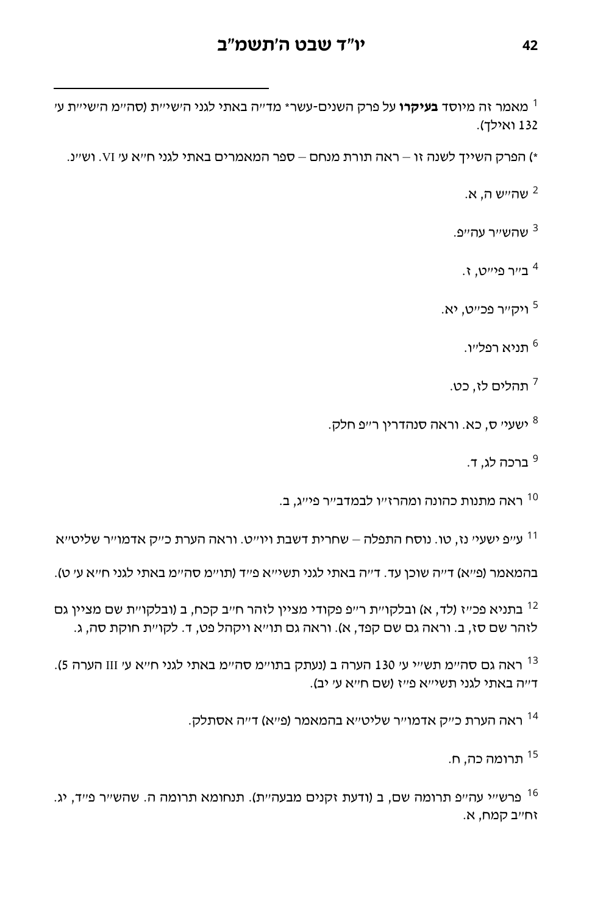[1] מאמר זה מיוסד **בעיקרו** על פרק השנים-עשר* מד"ה באתי לגני הי"ת (סה"מ הי"ת ע' 132 ואילך).

*) הפרק השייך לשנה זו – ראה תורת מנחם – ספר המאמרים באתי לגני ח"א ע' VI. וש"נ.

[2] שה"ש ה, א.

[3] שהש"ר עה"פ.

[4] ב"ר פי"ט, ז.

[5] ויק"ר פכ"ט, יא.

[6] תניא רפל"ו.

[7] תהלים לז, כט.

[8] ישעי' ס, כא. וראה סנהדרין ר"פ חלק.

[9] ברכה לג, ד.

[10] ראה מתנות כהונה ומהרז"ו לבמדב"ר פי"ג, ב.

[11] ע"פ ישעי' נז, טו. נוסח התפלה – שחרית דשבת ויו"ט. וראה הערת כ"ק אדמו"ר שליט"א

בהמאמר (פ"א) ד"ה שוכן עד. ד"ה באתי לגני תשי"א פ"ד (תו"מ סה"מ באתי לגני ח"א ע' ט).

[12] בתניא פכ"ז (לד, א) ובלקו"ת ר"פ פקודי מציין לזהר ח"ב קכח, ב (ובלקו"ת שם מציין גם לזהר שם סז, ב. וראה גם שם קפד, א). וראה גם תו"א ויקהל פט, ד. לקו"ת חוקת סה, ג.

[13] ראה גם סה"מ תשי"י ע' 130 הערה ב (נעתק בתו"מ סה"מ באתי לגני ח"א ע' III הערה 5). ד"ה באתי לגני תשי"א פ"ז (שם ח"א ע' יב).

[14] ראה הערת כ"ק אדמו"ר שליט"א בהמאמר (פ"א) ד"ה אסתלק.

[15] תרומה כה, ח.

[16] פרש"י עה"פ תרומה שם, ב (ודעת זקנים מבעה"ת). תנחומא תרומה ה. שהש"ר פ"ד, יג. זח"ב קמח, א.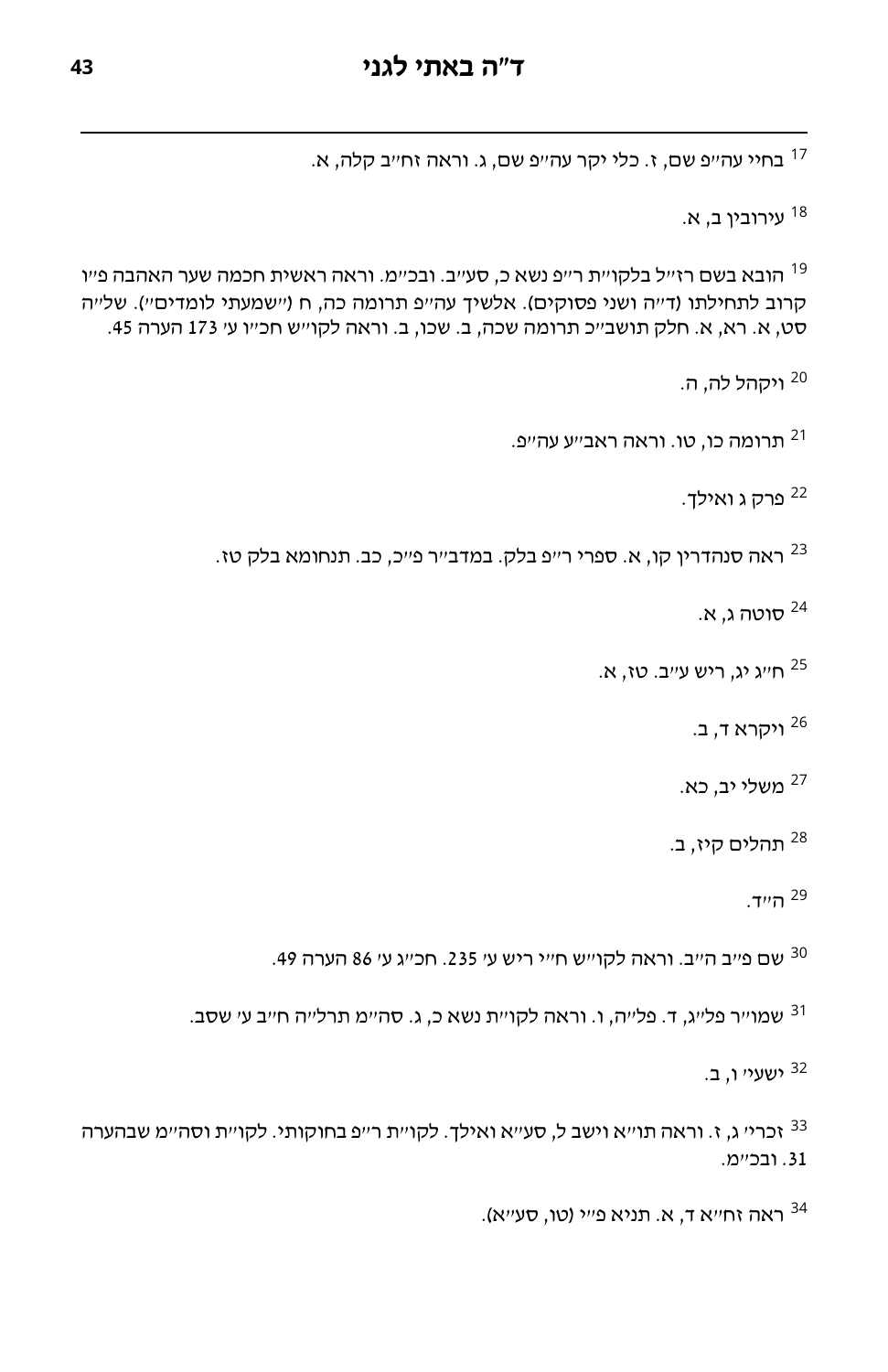[17] בחיי עה״פ שם, ז. כלי יקר עה״פ שם, ג. וראה זח״ב קלה, א.

[18] עירובין ב, א.

[19] הובא בשם רז״ל בלקו״ת ר״פ נשא כ, סע״ב. ובכ״מ. וראה ראשית חכמה שער האהבה פ״ו קרוב לתחילתו (ד״ה ושני פסוקים). אלשיך עה״פ תרומה כה, ח (״שמעתי לומדים״). של״ה סט, א. רא, א. חלק תושב״כ תרומה שכה, ב. שכו, ב. וראה לקו״ש חכ״ו ע׳ 173 הערה 45.

[20] ויקהל לה, ה.

[21] תרומה כו, טו. וראה ראב״ע עה״פ.

[22] פרק ג ואילך.

[23] ראה סנהדרין קו, א. ספרי ר״פ בלק. במדב״ר פ״כ, כב. תנחומא בלק טז.

[24] סוטה ג, א.

[25] ח״ג יג, ריש ע״ב. טז, א.

[26] ויקרא ד, ב.

[27] משלי יב, כא.

[28] תהלים קיז, ב.

[29] ה״ד.

[30] שם פ״ב ה״ב. וראה לקו״ש ח״י ריש ע׳ 235. חכ״ג ע׳ 86 הערה 49.

[31] שמו״ר פל״ג, ד. פל״ה, ו. וראה לקו״ת נשא כ, ג. סה״מ תרל״ה ח״ב ע׳ שסב.

[32] ישעי׳ ו, ב.

[33] זכרי׳ ג, ז. וראה תו״א וישב ל, סע״א ואילך. לקו״ת ר״פ בחוקותי. לקו״ת וסה״מ שבהערה 31. ובכ״מ.

[34] ראה זח״א ד, א. תניא פ״י (טו, סע״א).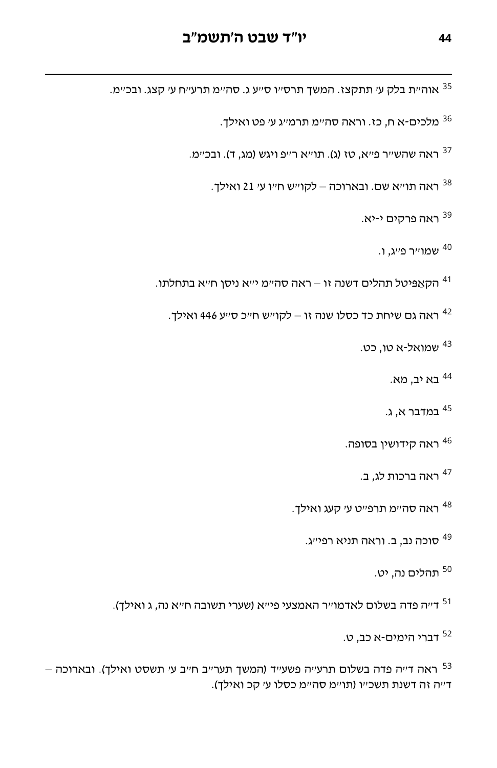[35] אוה"ת בלק ע' תתקצז. המשך תרס"ו ס"ע ג. סה"מ תרע"ח ע' קצג. ובכ"מ.

[36] מלכים-א ח, כז. וראה סה"מ תרמ"ג ע' פט ואילך.

[37] ראה שהש"ר פ"א, טז (ג). תו"א ר"פ ויגש (מג, ד). ובכ"מ.

[38] ראה תו"א שם. ובארוכה – לקו"ש ח"ו ע' 21 ואילך.

[39] ראה פרקים י-יא.

[40] שמו"ר פ"ג, ו.

[41] הקאַפּיטל תהלים דשנה זו – ראה סה"מ י"א ניסן ח"א בתחלתו.

[42] ראה גם שיחת כד כסלו שנה זו – לקו"ש ח"כ ס"ע 446 ואילך.

[43] שמואל-א טו, כט.

[44] בא יב, מא.

[45] במדבר א, ג.

[46] ראה קידושין בסופה.

[47] ראה ברכות לג, ב.

[48] ראה סה"מ תרפ"ט ע' קעג ואילך.

[49] סוכה נב, ב. וראה תניא רפי"ג.

[50] תהלים נה, יט.

[51] ד"ה פדה בשלום לאדמו"ר האמצעי פי"א (שערי תשובה ח"א נה, ג ואילך).

[52] דברי הימים-א כב, ט.

[53] ראה ד"ה פדה בשלום תרע"ה פשע"ד (המשך תער"ב ח"ב ע' תשסט ואילך). ובארוכה – ד"ה זה דשנת תשכ"ו (תו"מ סה"מ כסלו ע' קכ ואילך).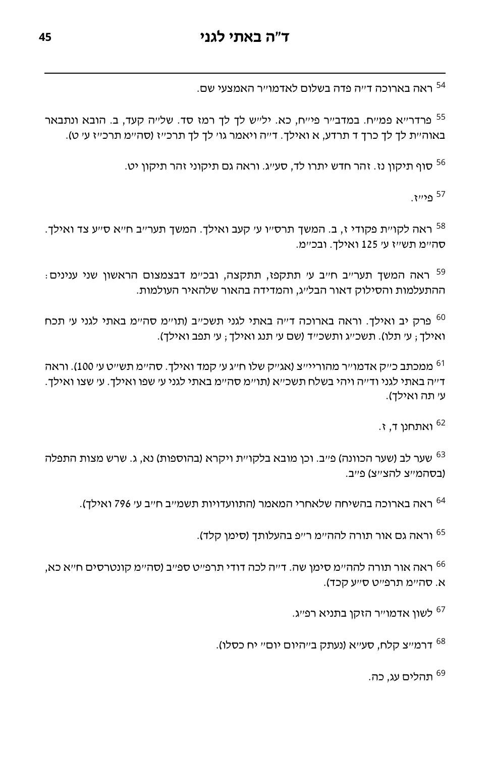[54] ראה בארוכה ד״ה פדה בשלום לאדמו״ר האמצעי שם.

[55] פרדר״א פמ״ח. במדב״ר פי״ח, כא. ילק״ש לך לך רמז סד. שלה״ה קעד, ב. הובא ונתבאר באוה״ת לך לך כרך ד תרדע, א ואילך. ד״ה ויאמר גו׳ לך לך תרכ״ז (סה״מ תרכ״ז ע׳ ט).

[56] סוף תיקון נז. זהר חדש יתרו לד, סע״ג. וראה גם תיקוני זהר תיקון יט.

[57] פי״ז.

[58] ראה לקו״ת פקודי ז, ב. המשך תרס״ו ע׳ קעב ואילך. המשך תער״ב ח״א ס״ע צד ואילך. סה״מ תש״ז ע׳ 125 ואילך. ובכ״מ.

[59] ראה המשך תער״ב ח״ב ע׳ תתקפז, תתקצה, ובכ״מ דבצמצום הראשון שני ענינים: ההתעלמות והסילוק דאור הבל״ג, והמדידה בהאור שלהאיר העולמות.

[60] פרק יב ואילך. וראה בארוכה ד״ה באתי לגני תשכ״ב (תו״מ סה״מ באתי לגני ע׳ תכח ואילך; ע׳ תלו). תשכ״ג ותשכ״ד (שם ע׳ תנג ואילך; ע׳ תפב ואילך).

[61] ממכתב כ״ק אדמו״ר מהוריי״צ (אג״ק שלו ח״ג ע׳ קמד ואילך. סה״מ תש״ט ע׳ 100). וראה ד״ה באתי לגני וד״ה ויהי בשלח תשכ״א (תו״מ סה״מ באתי לגני ע׳ שפו ואילך. ע׳ שצו ואילך. ע׳ תה ואילך).

[62] ואתחנן ד, ז.

[63] שער לב (שער הכוונה) פ״ב. וכן מובא בלקו״ת ויקרא (בהוספות) נא, ג. שרש מצות התפלה (בסהמ״צ להצ״צ) פ״ב.

[64] ראה בארוכה בהשיחה שלאחרי המאמר (התוועדויות תשמ״ב ח״ב ע׳ 796 ואילך).

[65] וראה גם אור תורה להה״מ ר״פ בהעלותך (סימן קלד).

[66] ראה אור תורה להה״מ סימן שה. ד״ה לכה דודי תרפ״ט ספ״ב (סה״מ קונטרסים ח״א כא, א. סה״מ תרפ״ט ס״ע קכד).

[67] לשון אדמו״ר הזקן בתניא רפ״ג.

[68] דרמ״צ קלח, סע״א (נעתק ב״היום יום״ יח כסלו).

[69] תהלים עג, כה.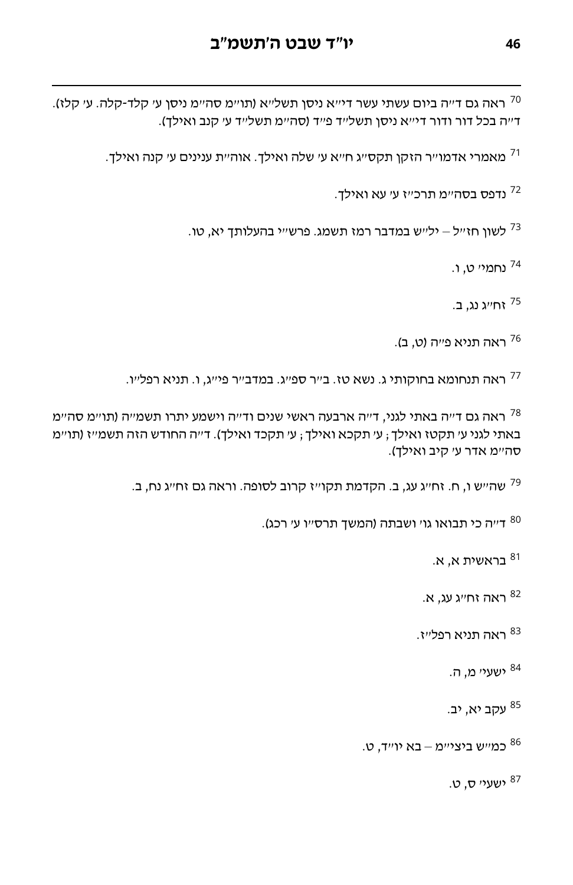[70] ראה גם ד״ה ביום עשתי עשר די״א ניסן תשל״א (תו״מ סה״מ ניסן ע׳ קלד-קלה. ע׳ קלז). ד״ה בכל דור ודור די״א ניסן תשל״ד פ״ד (סה״מ תשל״ד ע׳ קנב ואילך).

[71] מאמרי אדמו״ר הזקן תקס״ג ח״א ע׳ שלה ואילך. אוה״ת ענינים ע׳ קנה ואילך.

[72] נדפס בסה״מ תרכ״ז ע׳ עא ואילך.

[73] לשון חז״ל – יל״ש במדבר רמז תשמג. פרש״י בהעלותך יא, טו.

[74] נחמי׳ ט, ו.

[75] זח״ג נג, ב.

[76] ראה תניא פ״ה (ט, ב).

[77] ראה תנחומא בחוקותי ג. נשא טז. ב״ר ספ״ג. במדב״ר פי״ג, ו. תניא רפל״ו.

[78] ראה גם ד״ה באתי לגני, ד״ה ארבעה ראשי שנים וד״ה וישמע יתרו תשמ״ה (תו״מ סה״מ באתי לגני ע׳ תקטז ואילך; ע׳ תקכא ואילך; ע׳ תקכד ואילך). ד״ה החודש הזה תשמ״ז (תו״מ סה״מ אדר ע׳ קיב ואילך).

[79] שה״ש ו, ח. זח״ג עג, ב. הקדמת תקו״ז קרוב לסופה. וראה גם זח״ג נח, ב.

[80] ד״ה כי תבואו גו׳ ושבתה (המשך תרס״ו ע׳ רכג).

[81] בראשית א, א.

[82] ראה זח״ג עג, א.

[83] ראה תניא רפל״ז.

[84] ישעי׳ מ, ה.

[85] עקב יא, יב.

[86] כמ״ש ביצי״מ – בא יו״ד, ט.

[87] ישעי׳ ס, ט.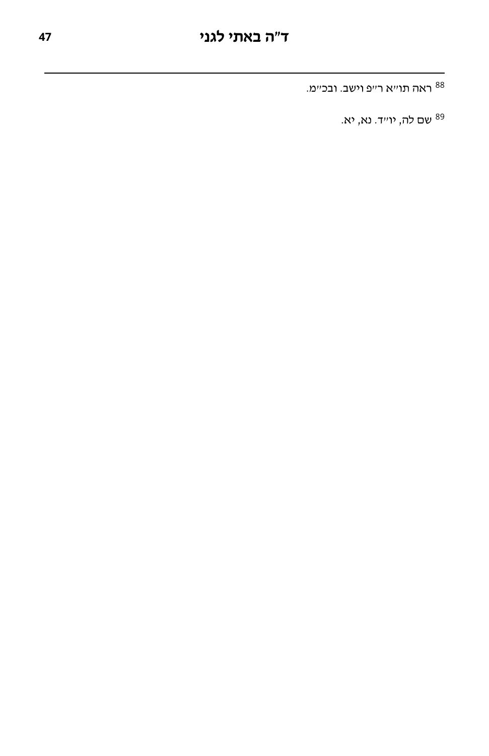[88] ראה תו״א ר״פ וישב. ובכ״מ.

[89] שם לה, יו״ד. נא, יא.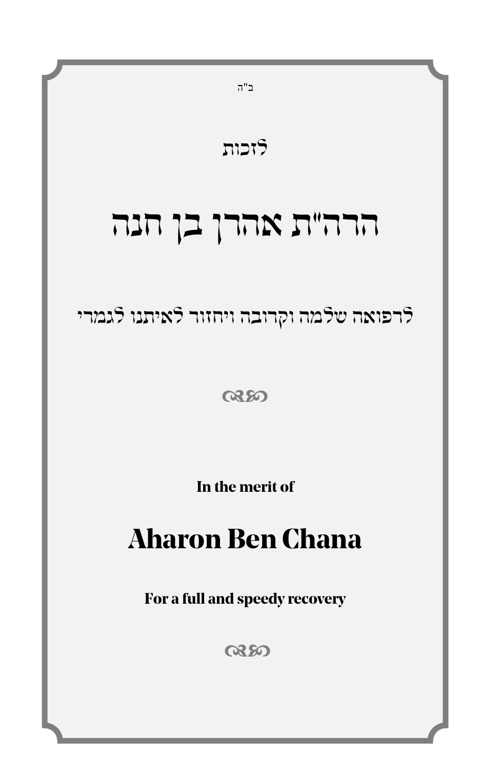ב"ה

**לזכות**

# הרה"ת אהרן בן חנה

**לרפואה שלמה וקרובה ויחזור לאיתנו לגמרי**

**In the merit of**

# Aharon Ben Chana

**For a full and speedy recovery**